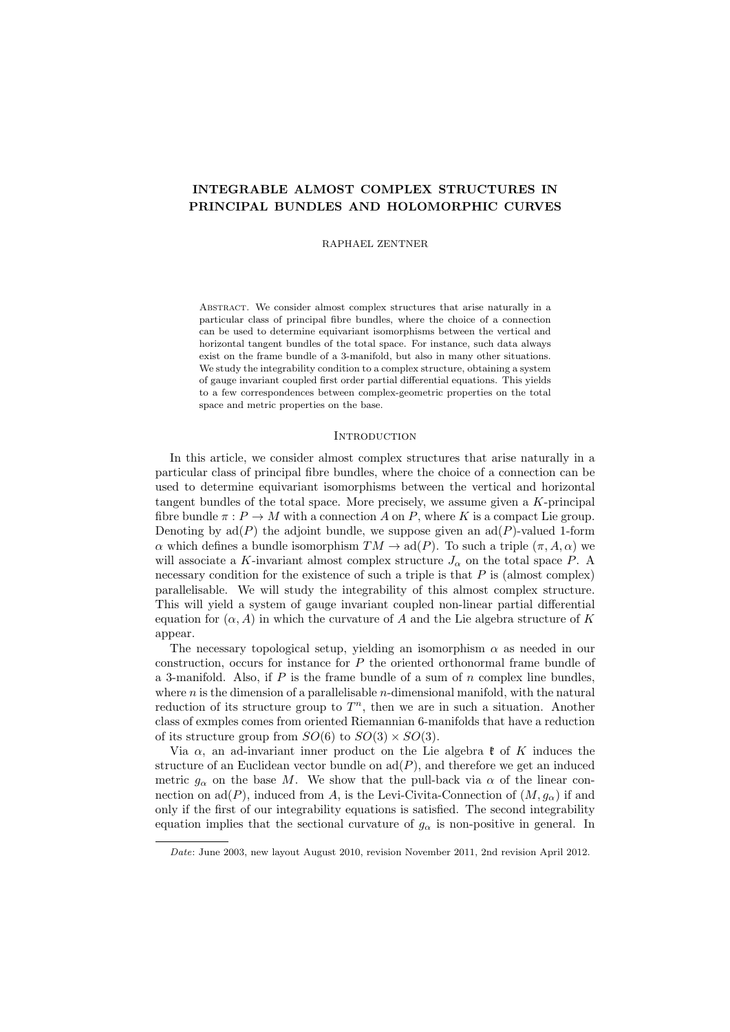# INTEGRABLE ALMOST COMPLEX STRUCTURES IN PRINCIPAL BUNDLES AND HOLOMORPHIC CURVES

RAPHAEL ZENTNER

Abstract. We consider almost complex structures that arise naturally in a particular class of principal fibre bundles, where the choice of a connection can be used to determine equivariant isomorphisms between the vertical and horizontal tangent bundles of the total space. For instance, such data always exist on the frame bundle of a 3-manifold, but also in many other situations. We study the integrability condition to a complex structure, obtaining a system of gauge invariant coupled first order partial differential equations. This yields to a few correspondences between complex-geometric properties on the total space and metric properties on the base.

## Introduction

In this article, we consider almost complex structures that arise naturally in a particular class of principal fibre bundles, where the choice of a connection can be used to determine equivariant isomorphisms between the vertical and horizontal tangent bundles of the total space. More precisely, we assume given a $K$-principal fibre bundle $\pi : P \to M$ with a connection $A$ on $P$, where $K$ is a compact Lie group. Denoting by $\mathrm{ad}(P)$ the adjoint bundle, we suppose given an $\mathrm{ad}(P)$-valued 1-form $\alpha$ which defines a bundle isomorphism $TM \to \mathrm{ad}(P)$. To such a triple $(\pi, A, \alpha)$ we will associate a $K$-invariant almost complex structure $J_\alpha$ on the total space $P$. A necessary condition for the existence of such a triple is that $P$ is (almost complex) parallelisable. We will study the integrability of this almost complex structure. This will yield a system of gauge invariant coupled non-linear partial differential equation for $(\alpha, A)$ in which the curvature of $A$ and the Lie algebra structure of $K$ appear.

The necessary topological setup, yielding an isomorphism $\alpha$ as needed in our construction, occurs for instance for $P$ the oriented orthonormal frame bundle of a 3-manifold. Also, if $P$ is the frame bundle of a sum of $n$ complex line bundles, where $n$ is the dimension of a parallelisable $n$-dimensional manifold, with the natural reduction of its structure group to $T^n$, then we are in such a situation. Another class of exmples comes from oriented Riemannian 6-manifolds that have a reduction of its structure group from $SO(6)$ to $SO(3) \times SO(3)$.

Via $\alpha$, an ad-invariant inner product on the Lie algebra $\mathfrak{k}$ of $K$ induces the structure of an Euclidean vector bundle on $\mathrm{ad}(P)$, and therefore we get an induced metric $g_\alpha$ on the base $M$. We show that the pull-back via $\alpha$ of the linear connection on $\mathrm{ad}(P)$, induced from $A$, is the Levi-Civita-Connection of $(M, g_\alpha)$ if and only if the first of our integrability equations is satisfied. The second integrability equation implies that the sectional curvature of $g_\alpha$ is non-positive in general. In

*Date*: June 2003, new layout August 2010, revision November 2011, 2nd revision April 2012.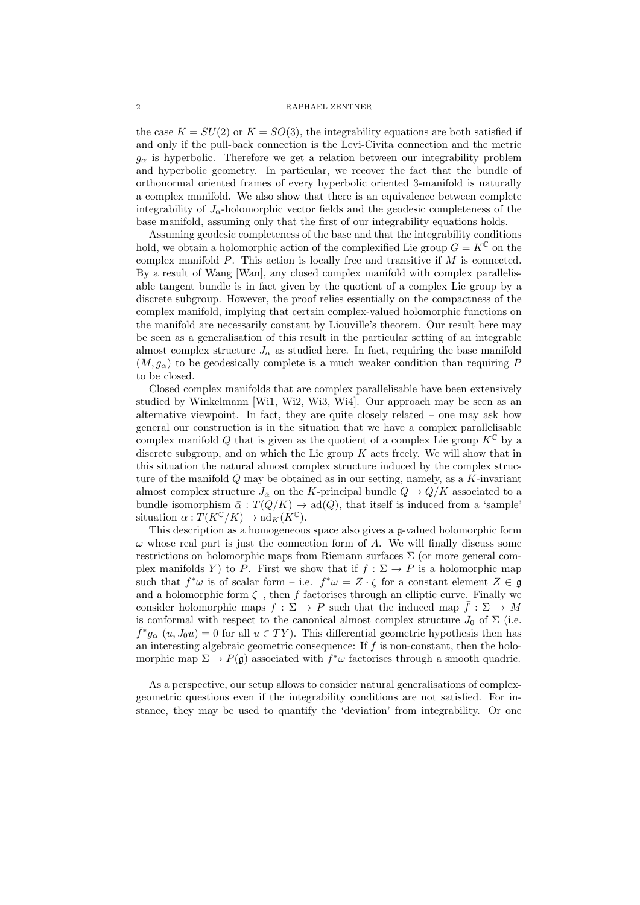the case $K = SU(2)$ or $K = SO(3)$, the integrability equations are both satisfied if and only if the pull-back connection is the Levi-Civita connection and the metric $g_\alpha$ is hyperbolic. Therefore we get a relation between our integrability problem and hyperbolic geometry. In particular, we recover the fact that the bundle of orthonormal oriented frames of every hyperbolic oriented 3-manifold is naturally a complex manifold. We also show that there is an equivalence between complete integrability of $J_\alpha$-holomorphic vector fields and the geodesic completeness of the base manifold, assuming only that the first of our integrability equations holds.

Assuming geodesic completeness of the base and that the integrability conditions hold, we obtain a holomorphic action of the complexified Lie group $G = K^{\mathbb{C}}$ on the complex manifold $P$. This action is locally free and transitive if $M$ is connected. By a result of Wang [Wan], any closed complex manifold with complex parallelisable tangent bundle is in fact given by the quotient of a complex Lie group by a discrete subgroup. However, the proof relies essentially on the compactness of the complex manifold, implying that certain complex-valued holomorphic functions on the manifold are necessarily constant by Liouville's theorem. Our result here may be seen as a generalisation of this result in the particular setting of an integrable almost complex structure $J_\alpha$ as studied here. In fact, requiring the base manifold $(M, g_\alpha)$ to be geodesically complete is a much weaker condition than requiring $P$ to be closed.

Closed complex manifolds that are complex parallelisable have been extensively studied by Winkelmann [Wi1, Wi2, Wi3, Wi4]. Our approach may be seen as an alternative viewpoint. In fact, they are quite closely related – one may ask how general our construction is in the situation that we have a complex parallelisable complex manifold $Q$ that is given as the quotient of a complex Lie group $K^{\mathbb{C}}$ by a discrete subgroup, and on which the Lie group $K$ acts freely. We will show that in this situation the natural almost complex structure induced by the complex structure of the manifold $Q$ may be obtained as in our setting, namely, as a $K$-invariant almost complex structure $J_{\bar{\alpha}}$ on the $K$-principal bundle $Q \to Q/K$ associated to a bundle isomorphism $\bar{\alpha} : T(Q/K) \to \mathrm{ad}(Q)$, that itself is induced from a 'sample' situation $\alpha : T(K^{\mathbb{C}}/K) \to \mathrm{ad}_K(K^{\mathbb{C}})$.

This description as a homogeneous space also gives a $\mathfrak{g}$-valued holomorphic form $\omega$ whose real part is just the connection form of $A$. We will finally discuss some restrictions on holomorphic maps from Riemann surfaces $\Sigma$ (or more general complex manifolds $Y$) to $P$. First we show that if $f : \Sigma \to P$ is a holomorphic map such that $f^*\omega$ is of scalar form – i.e. $f^*\omega = Z \cdot \zeta$ for a constant element $Z \in \mathfrak{g}$ and a holomorphic form $\zeta$–, then $f$ factorises through an elliptic curve. Finally we consider holomorphic maps $f : \Sigma \to P$ such that the induced map $\bar{f} : \Sigma \to M$ is conformal with respect to the canonical almost complex structure $J_0$ of $\Sigma$ (i.e. $\bar{f}^* g_\alpha\,(u, J_0 u) = 0$ for all $u \in TY$). This differential geometric hypothesis then has an interesting algebraic geometric consequence: If $f$ is non-constant, then the holomorphic map $\Sigma \to P(\mathfrak{g})$ associated with $f^*\omega$ factorises through a smooth quadric.

As a perspective, our setup allows to consider natural generalisations of complex-geometric questions even if the integrability conditions are not satisfied. For instance, they may be used to quantify the 'deviation' from integrability. Or one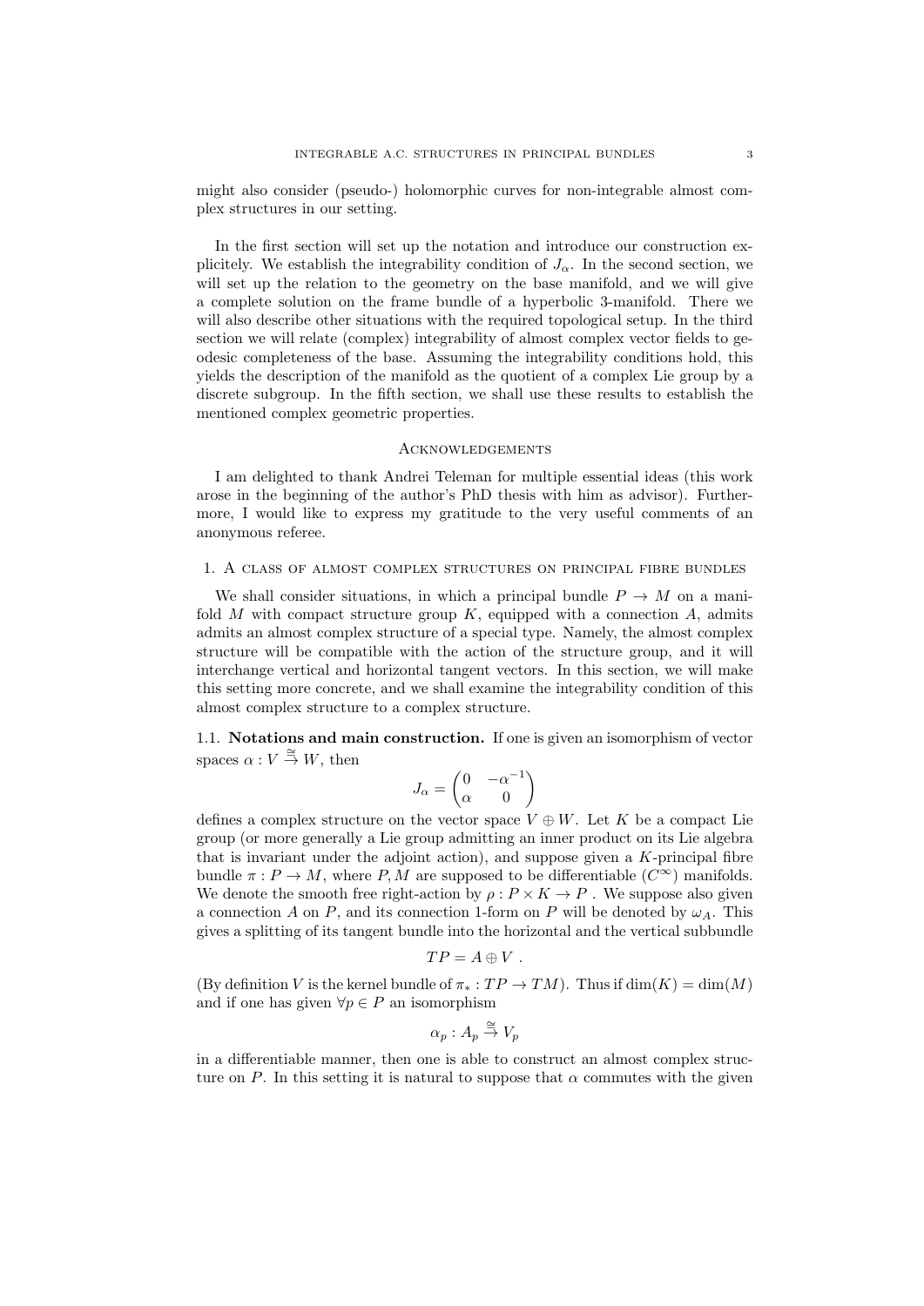might also consider (pseudo-) holomorphic curves for non-integrable almost complex structures in our setting.

In the first section will set up the notation and introduce our construction explicitely. We establish the integrability condition of $J_\alpha$. In the second section, we will set up the relation to the geometry on the base manifold, and we will give a complete solution on the frame bundle of a hyperbolic 3-manifold. There we will also describe other situations with the required topological setup. In the third section we will relate (complex) integrability of almost complex vector fields to geodesic completeness of the base. Assuming the integrability conditions hold, this yields the description of the manifold as the quotient of a complex Lie group by a discrete subgroup. In the fifth section, we shall use these results to establish the mentioned complex geometric properties.

## Acknowledgements

I am delighted to thank Andrei Teleman for multiple essential ideas (this work arose in the beginning of the author's PhD thesis with him as advisor). Furthermore, I would like to express my gratitude to the very useful comments of an anonymous referee.

## 1. A class of almost complex structures on principal fibre bundles

We shall consider situations, in which a principal bundle $P \to M$ on a manifold $M$ with compact structure group $K$, equipped with a connection $A$, admits admits an almost complex structure of a special type. Namely, the almost complex structure will be compatible with the action of the structure group, and it will interchange vertical and horizontal tangent vectors. In this section, we will make this setting more concrete, and we shall examine the integrability condition of this almost complex structure to a complex structure.

### 1.1. Notations and main construction.

If one is given an isomorphism of vector spaces $\alpha : V \overset{\cong}{\to} W$, then

$$J_\alpha = \begin{pmatrix} 0 & -\alpha^{-1} \\ \alpha & 0 \end{pmatrix}$$

defines a complex structure on the vector space $V \oplus W$. Let $K$ be a compact Lie group (or more generally a Lie group admitting an inner product on its Lie algebra that is invariant under the adjoint action), and suppose given a $K$-principal fibre bundle $\pi : P \to M$, where $P, M$ are supposed to be differentiable ($C^\infty$) manifolds. We denote the smooth free right-action by $\rho : P \times K \to P$ . We suppose also given a connection $A$ on $P$, and its connection 1-form on $P$ will be denoted by $\omega_A$. This gives a splitting of its tangent bundle into the horizontal and the vertical subbundle

$$TP = A \oplus V \ .$$

(By definition $V$ is the kernel bundle of $\pi_* : TP \to TM$). Thus if $\dim(K) = \dim(M)$ and if one has given $\forall p \in P$ an isomorphism

$$\alpha_p : A_p \overset{\cong}{\to} V_p$$

in a differentiable manner, then one is able to construct an almost complex structure on $P$. In this setting it is natural to suppose that $\alpha$ commutes with the given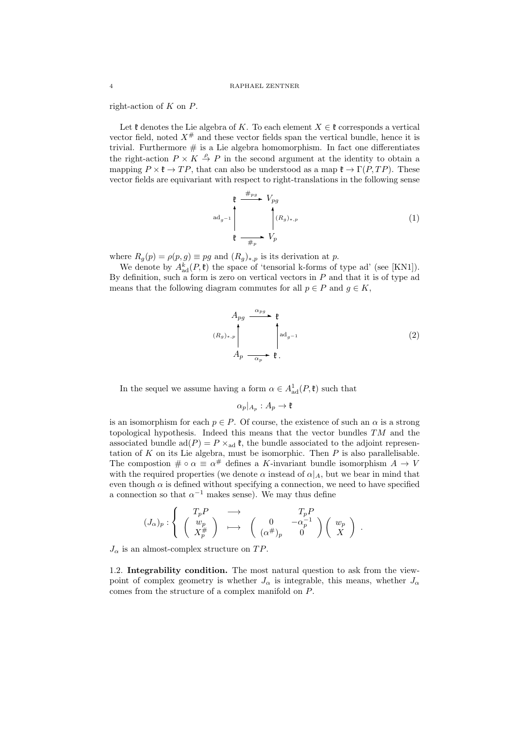right-action of $K$ on $P$.

Let $\mathfrak{k}$ denotes the Lie algebra of $K$. To each element $X \in \mathfrak{k}$ corresponds a vertical vector field, noted $X^\#$ and these vector fields span the vertical bundle, hence it is trivial. Furthermore $\#$ is a Lie algebra homomorphism. In fact one differentiates the right-action $P \times K \xrightarrow{\rho} P$ in the second argument at the identity to obtain a mapping $P \times \mathfrak{k} \to TP$, that can also be understood as a map $\mathfrak{k} \to \Gamma(P, TP)$. These vector fields are equivariant with respect to right-translations in the following sense

$$
\begin{array}{ccc}
\mathfrak{k} & \xrightarrow{\#_{pg}} & V_{pg} \\
{\scriptstyle \mathrm{ad}_{g^{-1}}} \uparrow & & \uparrow {\scriptstyle (R_g)_{*,p}} \\
\mathfrak{k} & \xrightarrow[\#_p]{} & V_p
\end{array}
\tag{1}
$$

where $R_g(p) = \rho(p, g) \equiv pg$ and $(R_g)_{*,p}$ is its derivation at $p$.

We denote by $A^k_{\mathrm{ad}}(P, \mathfrak{k})$ the space of 'tensorial k-forms of type ad' (see [KN1]). By definition, such a form is zero on vertical vectors in $P$ and that it is of type ad means that the following diagram commutes for all $p \in P$ and $g \in K$,

$$
\begin{array}{ccc}
A_{pg} & \xrightarrow{\alpha_{pg}} & \mathfrak{k} \\
{\scriptstyle (R_g)_{*,p}} \uparrow & & \uparrow {\scriptstyle \mathrm{ad}_{g^{-1}}} \\
A_p & \xrightarrow[\alpha_p]{} & \mathfrak{k}\,.
\end{array}
\tag{2}
$$

In the sequel we assume having a form $\alpha \in A^1_{\mathrm{ad}}(P, \mathfrak{k})$ such that

$$\alpha_p|_{A_p} : A_p \to \mathfrak{k}$$

is an isomorphism for each $p \in P$. Of course, the existence of such an $\alpha$ is a strong topological hypothesis. Indeed this means that the vector bundles $TM$ and the associated bundle $\mathrm{ad}(P) = P \times_{\mathrm{ad}} \mathfrak{k}$, the bundle associated to the adjoint representation of $K$ on its Lie algebra, must be isomorphic. Then $P$ is also parallelisable. The compostion $\# \circ \alpha \equiv \alpha^\#$ defines a $K$-invariant bundle isomorphism $A \to V$ with the required properties (we denote $\alpha$ instead of $\alpha|_A$, but we bear in mind that even though $\alpha$ is defined without specifying a connection, we need to have specified a connection so that $\alpha^{-1}$ makes sense). We may thus define

$$
(J_\alpha)_p : \left\{
\begin{array}{ccc}
T_pP & \longrightarrow & T_pP \\
\begin{pmatrix} w_p \\ X^\#_p \end{pmatrix} & \longmapsto & \begin{pmatrix} 0 & -\alpha_p^{-1} \\ (\alpha^\#)_p & 0 \end{pmatrix} \begin{pmatrix} w_p \\ X \end{pmatrix}
\end{array}
\right. .
$$

$J_\alpha$ is an almost-complex structure on $TP$.

**1.2. Integrability condition.** The most natural question to ask from the viewpoint of complex geometry is whether $J_\alpha$ is integrable, this means, whether $J_\alpha$ comes from the structure of a complex manifold on $P$.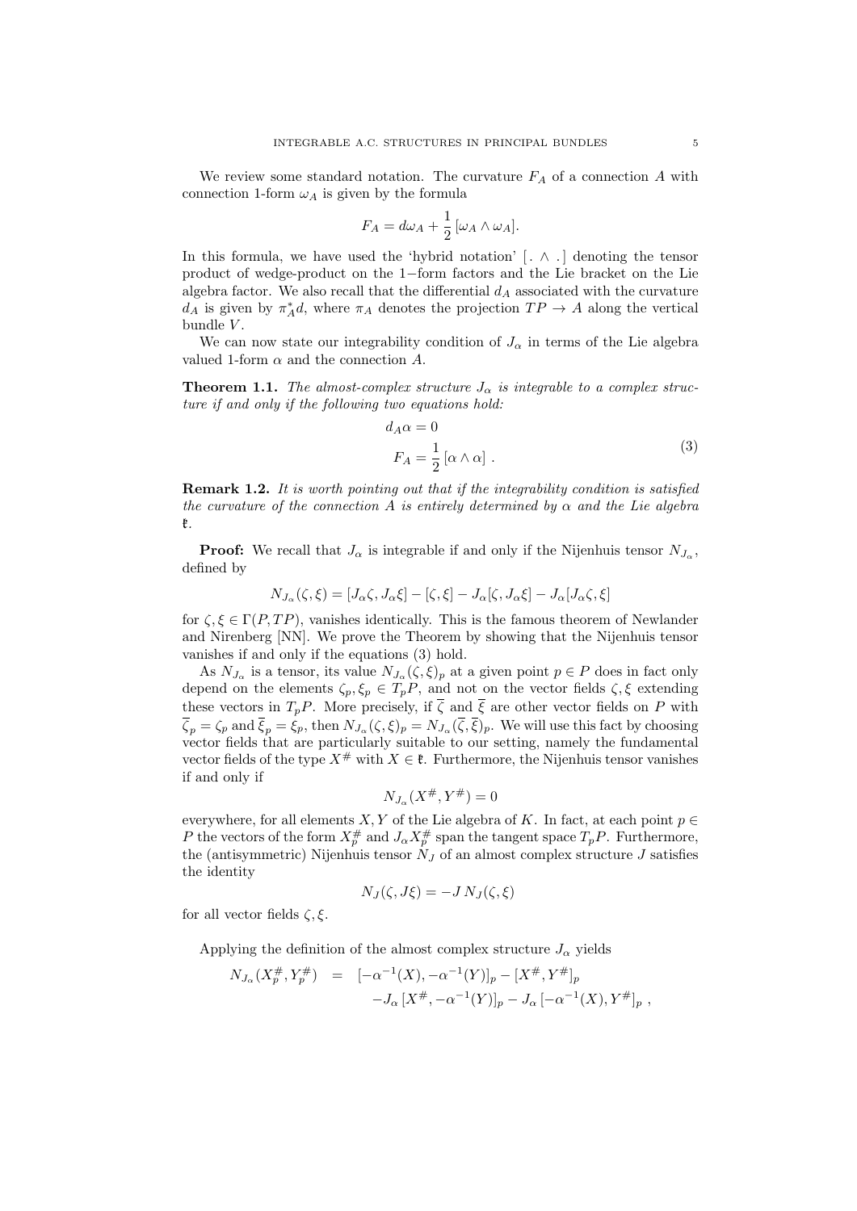We review some standard notation. The curvature $F_A$ of a connection $A$ with connection 1-form $\omega_A$ is given by the formula

$$F_A = d\omega_A + \frac{1}{2}\,[\omega_A \wedge \omega_A].$$

In this formula, we have used the 'hybrid notation' $[\,.\,\wedge\,.\,]$ denoting the tensor product of wedge-product on the 1−form factors and the Lie bracket on the Lie algebra factor. We also recall that the differential $d_A$ associated with the curvature $d_A$ is given by $\pi_A^* d$, where $\pi_A$ denotes the projection $TP \to A$ along the vertical bundle $V$.

We can now state our integrability condition of $J_\alpha$ in terms of the Lie algebra valued 1-form $\alpha$ and the connection $A$.

**Theorem 1.1.** *The almost-complex structure $J_\alpha$ is integrable to a complex structure if and only if the following two equations hold:*

$$\begin{aligned} d_A\alpha &= 0 \\ F_A &= \frac{1}{2}\,[\alpha \wedge \alpha]\ . \end{aligned} \tag{3}$$

**Remark 1.2.** *It is worth pointing out that if the integrability condition is satisfied the curvature of the connection $A$ is entirely determined by $\alpha$ and the Lie algebra $\mathfrak{k}$.*

**Proof:** We recall that $J_\alpha$ is integrable if and only if the Nijenhuis tensor $N_{J_\alpha}$, defined by

$$N_{J_\alpha}(\zeta,\xi) = [J_\alpha\zeta, J_\alpha\xi] - [\zeta,\xi] - J_\alpha[\zeta, J_\alpha\xi] - J_\alpha[J_\alpha\zeta,\xi]$$

for $\zeta,\xi \in \Gamma(P,TP)$, vanishes identically. This is the famous theorem of Newlander and Nirenberg [NN]. We prove the Theorem by showing that the Nijenhuis tensor vanishes if and only if the equations (3) hold.

As $N_{J_\alpha}$ is a tensor, its value $N_{J_\alpha}(\zeta,\xi)_p$ at a given point $p \in P$ does in fact only depend on the elements $\zeta_p, \xi_p \in T_pP$, and not on the vector fields $\zeta,\xi$ extending these vectors in $T_pP$. More precisely, if $\overline{\zeta}$ and $\overline{\xi}$ are other vector fields on $P$ with $\overline{\zeta}_p = \zeta_p$ and $\overline{\xi}_p = \xi_p$, then $N_{J_\alpha}(\zeta,\xi)_p = N_{J_\alpha}(\overline{\zeta},\overline{\xi})_p$. We will use this fact by choosing vector fields that are particularly suitable to our setting, namely the fundamental vector fields of the type $X^\#$ with $X \in \mathfrak{k}$. Furthermore, the Nijenhuis tensor vanishes if and only if

$$N_{J_\alpha}(X^\#, Y^\#) = 0$$

everywhere, for all elements $X, Y$ of the Lie algebra of $K$. In fact, at each point $p \in P$ the vectors of the form $X_p^\#$ and $J_\alpha X_p^\#$ span the tangent space $T_pP$. Furthermore, the (antisymmetric) Nijenhuis tensor $N_J$ of an almost complex structure $J$ satisfies the identity

$$N_J(\zeta, J\xi) = -J\,N_J(\zeta,\xi)$$

for all vector fields $\zeta,\xi$.

Applying the definition of the almost complex structure $J_\alpha$ yields

$$\begin{aligned} N_{J_\alpha}(X_p^\#, Y_p^\#) \;&=\; [-\alpha^{-1}(X), -\alpha^{-1}(Y)]_p - [X^\#, Y^\#]_p \\ &\quad -J_\alpha\,[X^\#, -\alpha^{-1}(Y)]_p - J_\alpha\,[-\alpha^{-1}(X), Y^\#]_p\ , \end{aligned}$$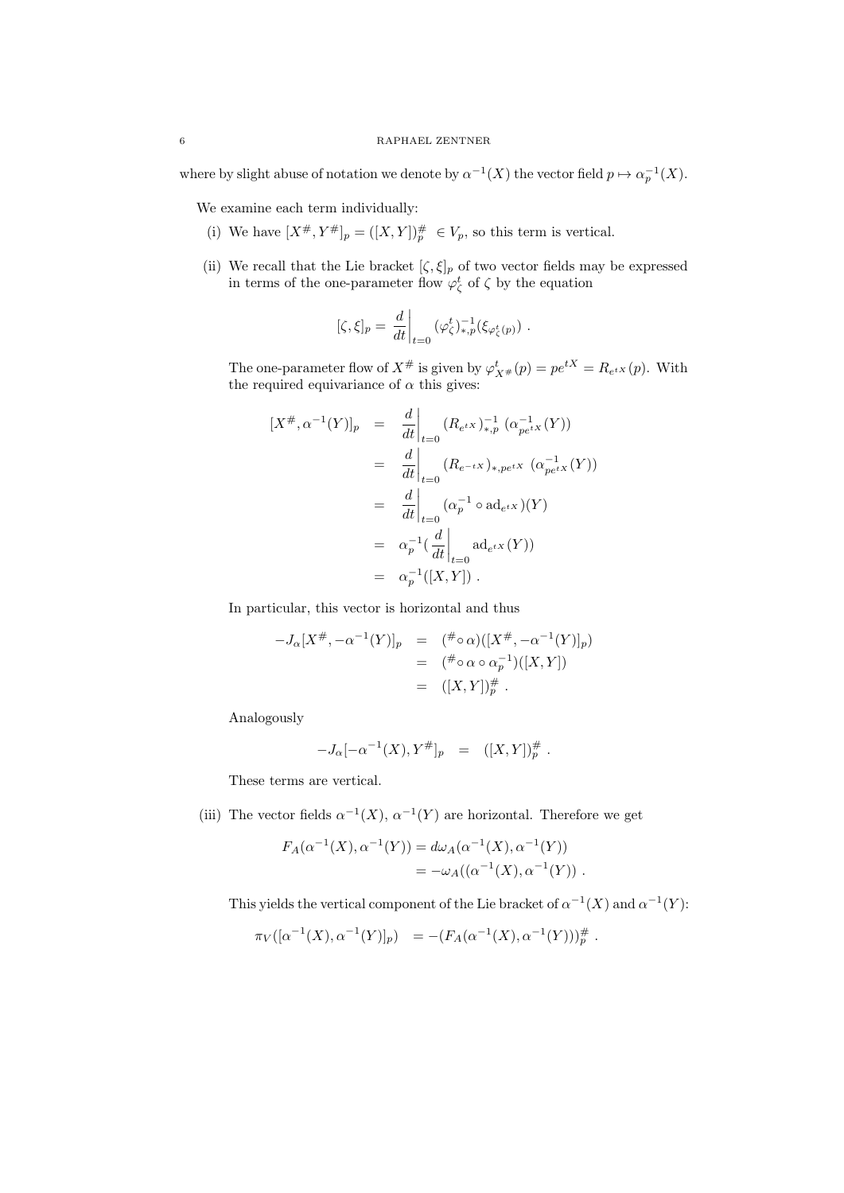where by slight abuse of notation we denote by $\alpha^{-1}(X)$ the vector field $p \mapsto \alpha_p^{-1}(X)$.

We examine each term individually:

(i) We have $[X^\#, Y^\#]_p = ([X,Y])^\#_p \in V_p$, so this term is vertical.

(ii) We recall that the Lie bracket $[\zeta, \xi]_p$ of two vector fields may be expressed in terms of the one-parameter flow $\varphi^t_\zeta$ of $\zeta$ by the equation

$$[\zeta, \xi]_p = \left.\frac{d}{dt}\right|_{t=0} (\varphi^t_\zeta)^{-1}_{*,p}(\xi_{\varphi^t_\zeta(p)}) \ .$$

The one-parameter flow of $X^\#$ is given by $\varphi^t_{X^\#}(p) = pe^{tX} = R_{e^{tX}}(p)$. With the required equivariance of $\alpha$ this gives:

$$\begin{aligned}
[X^\#, \alpha^{-1}(Y)]_p &= \left.\frac{d}{dt}\right|_{t=0} (R_{e^{tX}})^{-1}_{*,p} \ (\alpha^{-1}_{pe^{tX}}(Y)) \\
&= \left.\frac{d}{dt}\right|_{t=0} (R_{e^{-tX}})_{*,pe^{tX}} \ (\alpha^{-1}_{pe^{tX}}(Y)) \\
&= \left.\frac{d}{dt}\right|_{t=0} (\alpha_p^{-1} \circ \mathrm{ad}_{e^{tX}})(Y) \\
&= \alpha_p^{-1}(\left.\frac{d}{dt}\right|_{t=0} \mathrm{ad}_{e^{tX}}(Y)) \\
&= \alpha_p^{-1}([X,Y]) \ .
\end{aligned}$$

In particular, this vector is horizontal and thus

$$\begin{aligned}
-J_\alpha[X^\#, -\alpha^{-1}(Y)]_p &= (^\# \circ \alpha)([X^\#, -\alpha^{-1}(Y)]_p) \\
&= (^\# \circ \alpha \circ \alpha_p^{-1})([X,Y]) \\
&= ([X,Y])^\#_p \ .
\end{aligned}$$

Analogously

$$-J_\alpha[-\alpha^{-1}(X), Y^\#]_p \ = \ ([X,Y])^\#_p \ .$$

These terms are vertical.

(iii) The vector fields $\alpha^{-1}(X)$, $\alpha^{-1}(Y)$ are horizontal. Therefore we get

$$\begin{aligned}
F_A(\alpha^{-1}(X), \alpha^{-1}(Y)) &= d\omega_A(\alpha^{-1}(X), \alpha^{-1}(Y)) \\
&= -\omega_A((\alpha^{-1}(X), \alpha^{-1}(Y)) \ .
\end{aligned}$$

This yields the vertical component of the Lie bracket of $\alpha^{-1}(X)$ and $\alpha^{-1}(Y)$:

$$\pi_V([\alpha^{-1}(X), \alpha^{-1}(Y)]_p) \quad = -(F_A(\alpha^{-1}(X), \alpha^{-1}(Y)))^\#_p \ .$$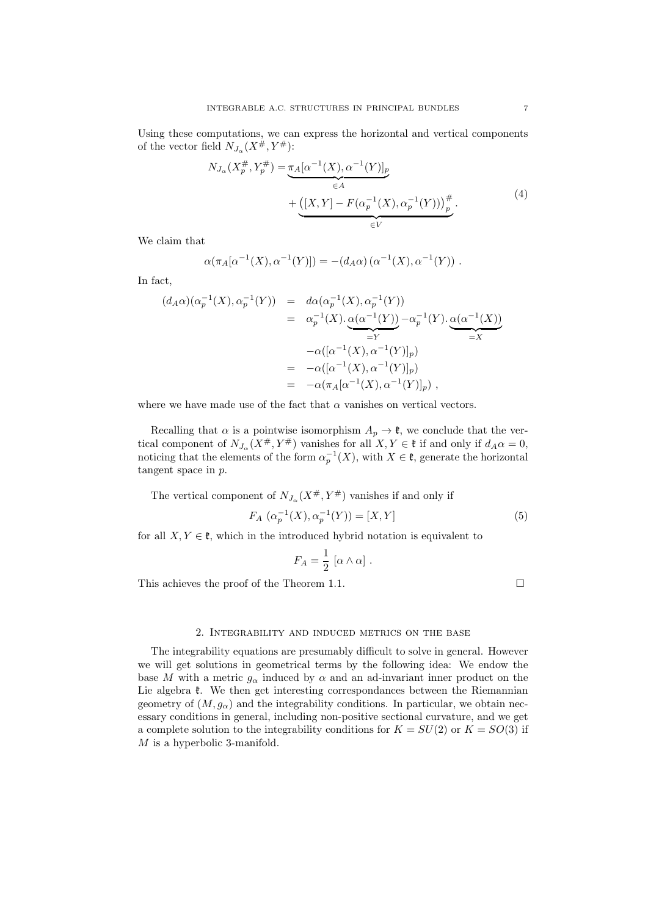Using these computations, we can express the horizontal and vertical components of the vector field $N_{J_\alpha}(X^\#, Y^\#)$:

$$
\begin{aligned}
N_{J_\alpha}(X^\#_p, Y^\#_p) = & \underbrace{\pi_A[\alpha^{-1}(X), \alpha^{-1}(Y)]_p}_{\in A} \\
& + \underbrace{\left([X,Y] - F(\alpha_p^{-1}(X), \alpha_p^{-1}(Y))\right)^\#_p}_{\in V} .
\end{aligned}
\tag{4}
$$

We claim that

$$
\alpha(\pi_A[\alpha^{-1}(X), \alpha^{-1}(Y)]) = -(d_A\alpha)\left(\alpha^{-1}(X), \alpha^{-1}(Y)\right) .
$$

In fact,

$$
\begin{aligned}
(d_A\alpha)(\alpha_p^{-1}(X), \alpha_p^{-1}(Y)) &= d\alpha(\alpha_p^{-1}(X), \alpha_p^{-1}(Y)) \\
&= \alpha_p^{-1}(X).\underbrace{\alpha(\alpha^{-1}(Y))}_{=Y} - \alpha_p^{-1}(Y).\underbrace{\alpha(\alpha^{-1}(X))}_{=X} \\
&\quad -\alpha([\alpha^{-1}(X), \alpha^{-1}(Y)]_p) \\
&= -\alpha([\alpha^{-1}(X), \alpha^{-1}(Y)]_p) \\
&= -\alpha(\pi_A[\alpha^{-1}(X), \alpha^{-1}(Y)]_p) ,
\end{aligned}
$$

where we have made use of the fact that $\alpha$ vanishes on vertical vectors.

Recalling that $\alpha$ is a pointwise isomorphism $A_p \to \mathfrak{k}$, we conclude that the vertical component of $N_{J_\alpha}(X^\#, Y^\#)$ vanishes for all $X, Y \in \mathfrak{k}$ if and only if $d_A\alpha = 0$, noticing that the elements of the form $\alpha_p^{-1}(X)$, with $X \in \mathfrak{k}$, generate the horizontal tangent space in $p$.

The vertical component of $N_{J_\alpha}(X^\#, Y^\#)$ vanishes if and only if

$$
F_A\ (\alpha_p^{-1}(X), \alpha_p^{-1}(Y)) = [X, Y]
\tag{5}
$$

for all $X, Y \in \mathfrak{k}$, which in the introduced hybrid notation is equivalent to

$$
F_A = \frac{1}{2}\ [\alpha \wedge \alpha] .
$$

This achieves the proof of the Theorem 1.1. $\square$

## 2. Integrability and induced metrics on the base

The integrability equations are presumably difficult to solve in general. However we will get solutions in geometrical terms by the following idea: We endow the base $M$ with a metric $g_\alpha$ induced by $\alpha$ and an ad-invariant inner product on the Lie algebra $\mathfrak{k}$. We then get interesting correspondances between the Riemannian geometry of $(M, g_\alpha)$ and the integrability conditions. In particular, we obtain necessary conditions in general, including non-positive sectional curvature, and we get a complete solution to the integrability conditions for $K = SU(2)$ or $K = SO(3)$ if $M$ is a hyperbolic 3-manifold.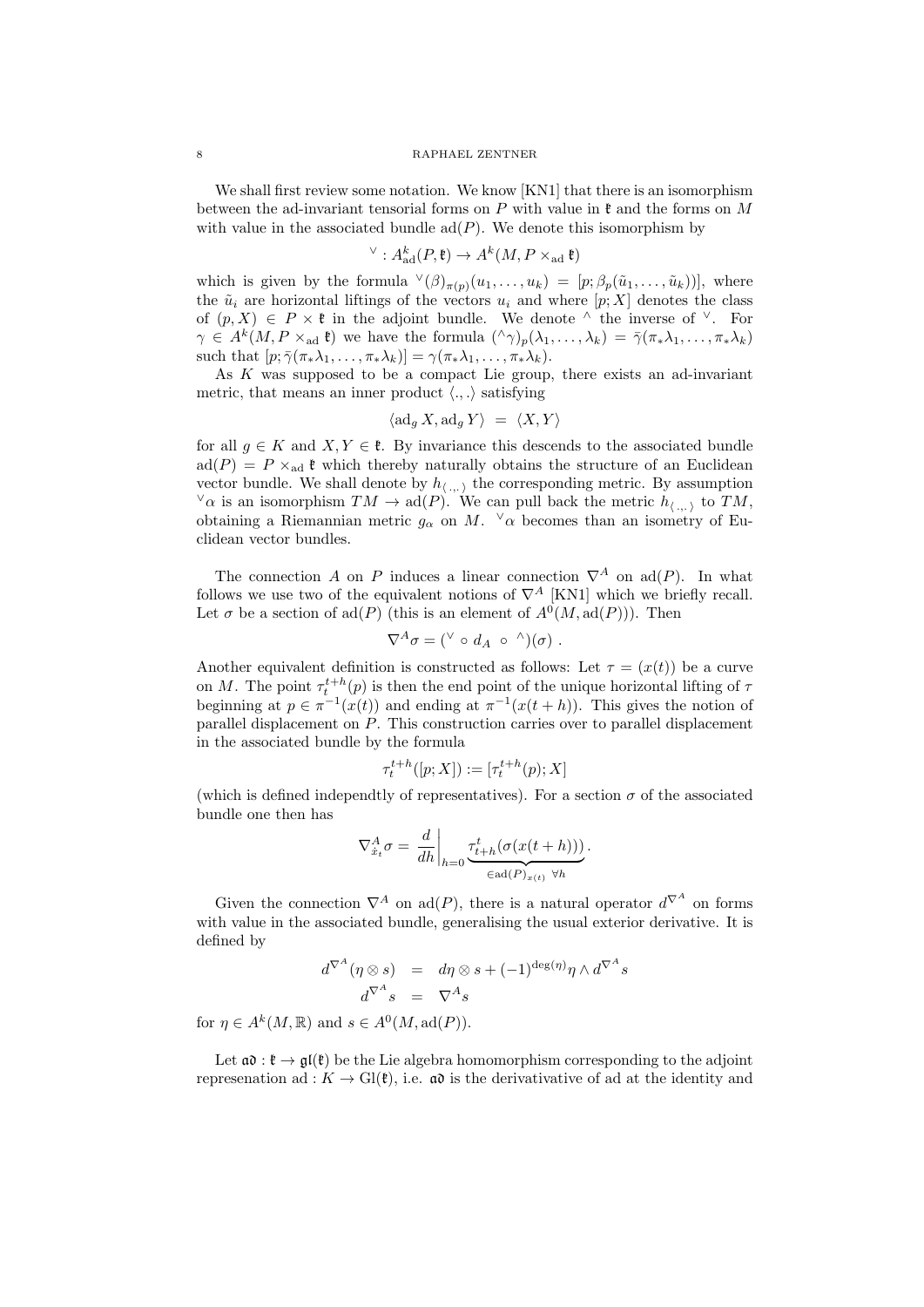We shall first review some notation. We know [KN1] that there is an isomorphism between the ad-invariant tensorial forms on $P$ with value in $\mathfrak{k}$ and the forms on $M$ with value in the associated bundle $\mathrm{ad}(P)$. We denote this isomorphism by

$$^\vee : A^k_{\mathrm{ad}}(P, \mathfrak{k}) \to A^k(M, P \times_{\mathrm{ad}} \mathfrak{k})$$

which is given by the formula $^\vee(\beta)_{\pi(p)}(u_1, \ldots, u_k) = [p; \beta_p(\tilde{u}_1, \ldots, \tilde{u}_k))]$, where the $\tilde{u}_i$ are horizontal liftings of the vectors $u_i$ and where $[p; X]$ denotes the class of $(p, X) \in P \times \mathfrak{k}$ in the adjoint bundle. We denote $^\wedge$ the inverse of $^\vee$. For $\gamma \in A^k(M, P \times_{\mathrm{ad}} \mathfrak{k})$ we have the formula $(^\wedge\gamma)_p(\lambda_1, \ldots, \lambda_k) = \bar{\gamma}(\pi_*\lambda_1, \ldots, \pi_*\lambda_k)$ such that $[p; \bar{\gamma}(\pi_*\lambda_1, \ldots, \pi_*\lambda_k)] = \gamma(\pi_*\lambda_1, \ldots, \pi_*\lambda_k)$.

As $K$ was supposed to be a compact Lie group, there exists an ad-invariant metric, that means an inner product $\langle ., . \rangle$ satisfying

$$\langle \mathrm{ad}_g X, \mathrm{ad}_g Y \rangle \; = \; \langle X, Y \rangle$$

for all $g \in K$ and $X, Y \in \mathfrak{k}$. By invariance this descends to the associated bundle $\mathrm{ad}(P) = P \times_{\mathrm{ad}} \mathfrak{k}$ which thereby naturally obtains the structure of an Euclidean vector bundle. We shall denote by $h_{\langle .,. \rangle}$ the corresponding metric. By assumption $^\vee\alpha$ is an isomorphism $TM \to \mathrm{ad}(P)$. We can pull back the metric $h_{\langle .,. \rangle}$ to $TM$, obtaining a Riemannian metric $g_\alpha$ on $M$. $^\vee\alpha$ becomes than an isometry of Euclidean vector bundles.

The connection $A$ on $P$ induces a linear connection $\nabla^A$ on $\mathrm{ad}(P)$. In what follows we use two of the equivalent notions of $\nabla^A$ [KN1] which we briefly recall. Let $\sigma$ be a section of $\mathrm{ad}(P)$ (this is an element of $A^0(M, \mathrm{ad}(P))$). Then

$$\nabla^A \sigma = (^\vee \circ d_A \circ {}^\wedge)(\sigma) \; .$$

Another equivalent definition is constructed as follows: Let $\tau = (x(t))$ be a curve on $M$. The point $\tau_t^{t+h}(p)$ is then the end point of the unique horizontal lifting of $\tau$ beginning at $p \in \pi^{-1}(x(t))$ and ending at $\pi^{-1}(x(t+h))$. This gives the notion of parallel displacement on $P$. This construction carries over to parallel displacement in the associated bundle by the formula

$$\tau_t^{t+h}([p; X]) := [\tau_t^{t+h}(p); X]$$

(which is defined independtly of representatives). For a section $\sigma$ of the associated bundle one then has

$$\nabla^A_{\dot{x}_t} \sigma = \left. \frac{d}{dh} \right|_{h=0} \underbrace{\tau_{t+h}^t(\sigma(x(t+h)))}_{\in \mathrm{ad}(P)_{x(t)} \; \forall h} .$$

Given the connection $\nabla^A$ on $\mathrm{ad}(P)$, there is a natural operator $d^{\nabla^A}$ on forms with value in the associated bundle, generalising the usual exterior derivative. It is defined by

$$\begin{aligned} d^{\nabla^A}(\eta \otimes s) &= d\eta \otimes s + (-1)^{\deg(\eta)} \eta \wedge d^{\nabla^A} s \\ d^{\nabla^A} s &= \nabla^A s \end{aligned}$$

for $\eta \in A^k(M, \mathbb{R})$ and $s \in A^0(M, \mathrm{ad}(P))$.

Let $\mathfrak{ad} : \mathfrak{k} \to \mathfrak{gl}(\mathfrak{k})$ be the Lie algebra homomorphism corresponding to the adjoint represenation $\mathrm{ad} : K \to \mathrm{Gl}(\mathfrak{k})$, i.e. $\mathfrak{ad}$ is the derivativative of ad at the identity and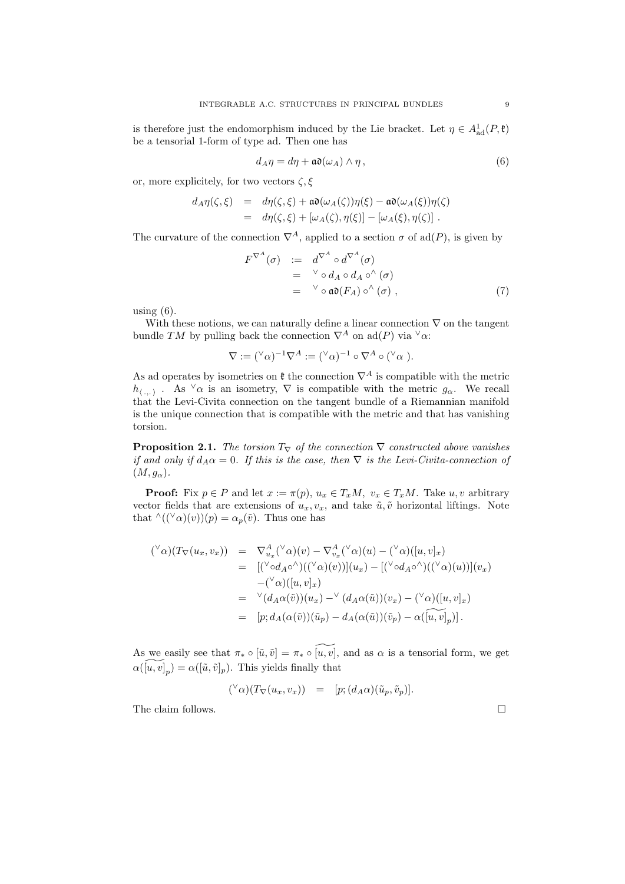is therefore just the endomorphism induced by the Lie bracket. Let $\eta \in A^1_{\mathrm{ad}}(P, \mathfrak{k})$ be a tensorial 1-form of type ad. Then one has

$$d_A \eta = d\eta + \mathfrak{ad}(\omega_A) \wedge \eta \,, \tag{6}$$

or, more explicitely, for two vectors $\zeta, \xi$

$$\begin{aligned} d_A\eta(\zeta,\xi) &= d\eta(\zeta,\xi) + \mathfrak{ad}(\omega_A(\zeta))\eta(\xi) - \mathfrak{ad}(\omega_A(\xi))\eta(\zeta) \\ &= d\eta(\zeta,\xi) + [\omega_A(\zeta),\eta(\xi)] - [\omega_A(\xi),\eta(\zeta)] \,. \end{aligned}$$

The curvature of the connection $\nabla^A$, applied to a section $\sigma$ of $\mathrm{ad}(P)$, is given by

$$\begin{aligned} F^{\nabla^A}(\sigma) &:= d^{\nabla^A} \circ d^{\nabla^A}(\sigma) \\ &= {}^\vee \circ d_A \circ d_A \circ^\wedge (\sigma) \\ &= {}^\vee \circ \mathfrak{ad}(F_A) \circ^\wedge (\sigma) \,, \end{aligned} \tag{7}$$

using (6).

With these notions, we can naturally define a linear connection $\nabla$ on the tangent bundle $TM$ by pulling back the connection $\nabla^A$ on $\mathrm{ad}(P)$ via ${}^\vee\alpha$:

$$\nabla := ({}^\vee\alpha)^{-1}\nabla^A := ({}^\vee\alpha)^{-1} \circ \nabla^A \circ ({}^\vee\alpha\ ).$$

As ad operates by isometries on $\mathfrak{k}$ the connection $\nabla^A$ is compatible with the metric $h_{\langle\cdot,\cdot\rangle}$ . As ${}^\vee\alpha$ is an isometry, $\nabla$ is compatible with the metric $g_\alpha$. We recall that the Levi-Civita connection on the tangent bundle of a Riemannian manifold is the unique connection that is compatible with the metric and that has vanishing torsion.

**Proposition 2.1.** *The torsion $T_\nabla$ of the connection $\nabla$ constructed above vanishes if and only if $d_A\alpha = 0$. If this is the case, then $\nabla$ is the Levi-Civita-connection of $(M, g_\alpha)$.*

**Proof:** Fix $p \in P$ and let $x := \pi(p)$, $u_x \in T_xM$, $v_x \in T_xM$. Take $u, v$ arbitrary vector fields that are extensions of $u_x, v_x$, and take $\tilde{u}, \tilde{v}$ horizontal liftings. Note that ${}^\wedge(({}^\vee\alpha)(v))(p) = \alpha_p(\tilde{v})$. Thus one has

$$\begin{aligned} ({}^\vee\alpha)(T_\nabla(u_x,v_x)) &= \nabla^A_{u_x}({}^\vee\alpha)(v) - \nabla^A_{v_x}({}^\vee\alpha)(u) - ({}^\vee\alpha)([u,v]_x) \\ &= [({}^\vee \circ d_A \circ^\wedge)(({}^\vee\alpha)(v))](u_x) - [({}^\vee \circ d_A \circ^\wedge)(({}^\vee\alpha)(u))](v_x) \\ &\quad - ({}^\vee\alpha)([u,v]_x) \\ &= {}^\vee(d_A\alpha(\tilde{v}))(u_x) - {}^\vee(d_A\alpha(\tilde{u}))(v_x) - ({}^\vee\alpha)([u,v]_x) \\ &= [p; d_A(\alpha(\tilde{v}))(\tilde{u}_p) - d_A(\alpha(\tilde{u}))(\tilde{v}_p) - \alpha(\widetilde{[u,v]}_p)] \,. \end{aligned}$$

As we easily see that $\pi_* \circ [\tilde{u},\tilde{v}] = \pi_* \circ \widetilde{[u,v]}$, and as $\alpha$ is a tensorial form, we get $\alpha(\widetilde{[u,v]}_p) = \alpha([\tilde{u},\tilde{v}]_p)$. This yields finally that

$$({}^\vee\alpha)(T_\nabla(u_x,v_x)) \;=\; [p; (d_A\alpha)(\tilde{u}_p,\tilde{v}_p)].$$

The claim follows. $\square$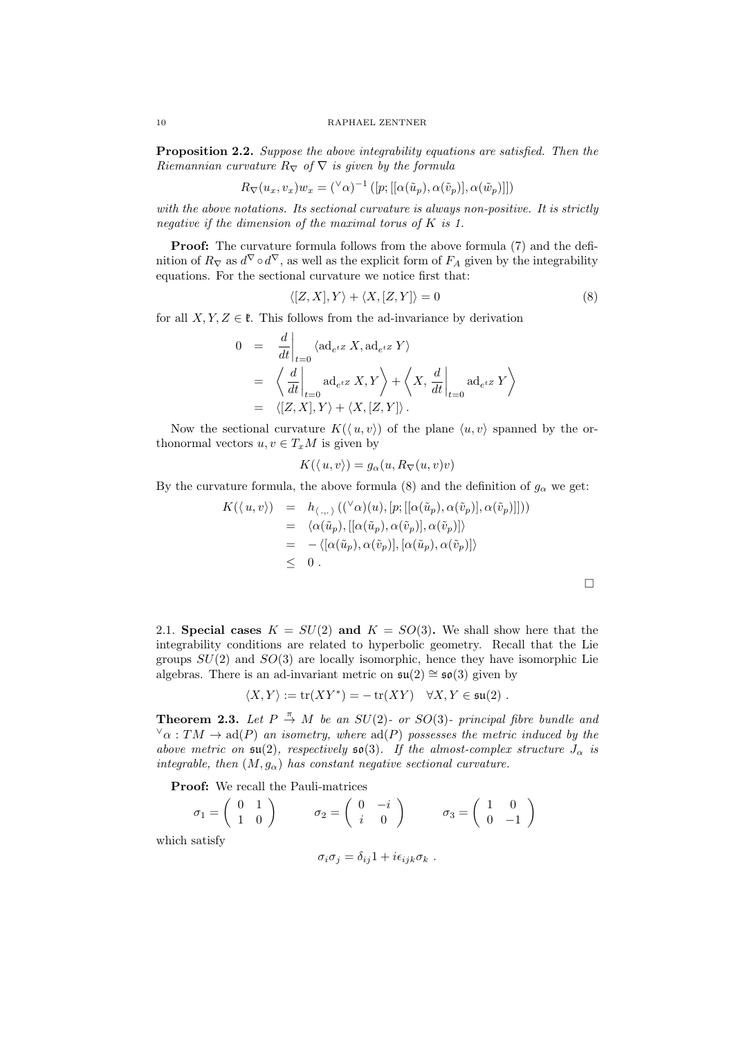**Proposition 2.2.** *Suppose the above integrability equations are satisfied. Then the Riemannian curvature $R_\nabla$ of $\nabla$ is given by the formula*

$$R_\nabla(u_x, v_x)w_x = ({}^\vee\alpha)^{-1}\left([p; [[\alpha(\tilde{u}_p), \alpha(\tilde{v}_p)], \alpha(\tilde{w}_p)]]\right)$$

*with the above notations. Its sectional curvature is always non-positive. It is strictly negative if the dimension of the maximal torus of $K$ is 1.*

**Proof:** The curvature formula follows from the above formula (7) and the definition of $R_\nabla$ as $d^\nabla \circ d^\nabla$, as well as the explicit form of $F_A$ given by the integrability equations. For the sectional curvature we notice first that:

$$\langle [Z, X], Y \rangle + \langle X, [Z, Y] \rangle = 0 \tag{8}$$

for all $X, Y, Z \in \mathfrak{k}$. This follows from the ad-invariance by derivation

$$\begin{aligned} 0 &= \left.\frac{d}{dt}\right|_{t=0} \langle \mathrm{ad}_{e^{tZ}} X, \mathrm{ad}_{e^{tZ}} Y \rangle \\ &= \left\langle \left.\frac{d}{dt}\right|_{t=0} \mathrm{ad}_{e^{tZ}} X, Y \right\rangle + \left\langle X, \left.\frac{d}{dt}\right|_{t=0} \mathrm{ad}_{e^{tZ}} Y \right\rangle \\ &= \langle [Z, X], Y \rangle + \langle X, [Z, Y] \rangle . \end{aligned}$$

Now the sectional curvature $K(\langle u, v \rangle)$ of the plane $\langle u, v \rangle$ spanned by the orthonormal vectors $u, v \in T_x M$ is given by

$$K(\langle u, v \rangle) = g_\alpha(u, R_\nabla(u, v)v)$$

By the curvature formula, the above formula (8) and the definition of $g_\alpha$ we get:

$$\begin{aligned} K(\langle u, v \rangle) &= h_{\langle .,. \rangle}\left(({}^\vee\alpha)(u), [p; [[\alpha(\tilde{u}_p), \alpha(\tilde{v}_p)], \alpha(\tilde{v}_p)]]\right) \\ &= \langle \alpha(\tilde{u}_p), [[\alpha(\tilde{u}_p), \alpha(\tilde{v}_p)], \alpha(\tilde{v}_p)] \rangle \\ &= -\langle [\alpha(\tilde{u}_p), \alpha(\tilde{v}_p)], [\alpha(\tilde{u}_p), \alpha(\tilde{v}_p)] \rangle \\ &\leq 0 . \end{aligned}$$

□

## 2.1. Special cases $K = SU(2)$ and $K = SO(3)$.

We shall show here that the integrability conditions are related to hyperbolic geometry. Recall that the Lie groups $SU(2)$ and $SO(3)$ are locally isomorphic, hence they have isomorphic Lie algebras. There is an ad-invariant metric on $\mathfrak{su}(2) \cong \mathfrak{so}(3)$ given by

$$\langle X, Y \rangle := \mathrm{tr}(XY^*) = -\mathrm{tr}(XY) \quad \forall X, Y \in \mathfrak{su}(2) .$$

**Theorem 2.3.** *Let $P \stackrel{\pi}{\to} M$ be an $SU(2)$- or $SO(3)$- principal fibre bundle and ${}^\vee\alpha : TM \to \mathrm{ad}(P)$ an isometry, where $\mathrm{ad}(P)$ possesses the metric induced by the above metric on $\mathfrak{su}(2)$, respectively $\mathfrak{so}(3)$. If the almost-complex structure $J_\alpha$ is integrable, then $(M, g_\alpha)$ has constant negative sectional curvature.*

**Proof:** We recall the Pauli-matrices

$$\sigma_1 = \begin{pmatrix} 0 & 1 \\ 1 & 0 \end{pmatrix} \qquad \sigma_2 = \begin{pmatrix} 0 & -i \\ i & 0 \end{pmatrix} \qquad \sigma_3 = \begin{pmatrix} 1 & 0 \\ 0 & -1 \end{pmatrix}$$

which satisfy

$$\sigma_i \sigma_j = \delta_{ij} 1 + i\epsilon_{ijk}\sigma_k .$$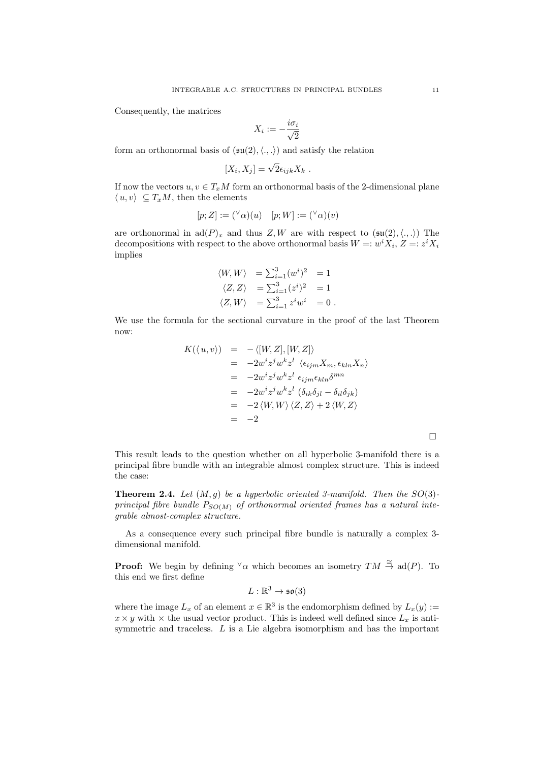Consequently, the matrices

$$X_i := -\frac{i\sigma_i}{\sqrt{2}}$$

form an orthonormal basis of $(\mathfrak{su}(2), \langle .,. \rangle)$ and satisfy the relation

$$[X_i, X_j] = \sqrt{2}\epsilon_{ijk} X_k \ .$$

If now the vectors $u, v \in T_x M$ form an orthonormal basis of the 2-dimensional plane $\langle\, u, v \rangle \ \subseteq T_x M$, then the elements

$$[p; Z] := ({}^{\vee}\alpha)(u) \quad [p; W] := ({}^{\vee}\alpha)(v)$$

are orthonormal in $\mathrm{ad}(P)_x$ and thus $Z, W$ are with respect to $(\mathfrak{su}(2), \langle .,. \rangle)$ The decompositions with respect to the above orthonormal basis $W =: w^i X_i$, $Z =: z^i X_i$ implies

$$\begin{aligned} \langle W, W \rangle &= \textstyle\sum_{i=1}^{3} (w^i)^2 &= 1 \\ \langle Z, Z \rangle &= \textstyle\sum_{i=1}^{3} (z^i)^2 &= 1 \\ \langle Z, W \rangle &= \textstyle\sum_{i=1}^{3} z^i w^i &= 0 \ . \end{aligned}$$

We use the formula for the sectional curvature in the proof of the last Theorem now:

$$\begin{aligned} K(\langle\, u, v \rangle) &= -\langle [W, Z], [W, Z] \rangle \\ &= -2 w^i z^j w^k z^l \ \langle \epsilon_{ijm} X_m, \epsilon_{kln} X_n \rangle \\ &= -2 w^i z^j w^k z^l \ \epsilon_{ijm} \epsilon_{kln} \delta^{mn} \\ &= -2 w^i z^j w^k z^l \ (\delta_{ik}\delta_{jl} - \delta_{il}\delta_{jk}) \\ &= -2 \langle W, W \rangle \langle Z, Z \rangle + 2 \langle W, Z \rangle \\ &= -2 \end{aligned}$$

□

This result leads to the question whether on all hyperbolic 3-manifold there is a principal fibre bundle with an integrable almost complex structure. This is indeed the case:

**Theorem 2.4.** *Let $(M, g)$ be a hyperbolic oriented 3-manifold. Then the $SO(3)$-principal fibre bundle $P_{SO(M)}$ of orthonormal oriented frames has a natural integrable almost-complex structure.*

As a consequence every such principal fibre bundle is naturally a complex 3-dimensional manifold.

**Proof:** We begin by defining ${}^{\vee}\alpha$ which becomes an isometry $TM \overset{\cong}{\to} \mathrm{ad}(P)$. To this end we first define

$$L : \mathbb{R}^3 \to \mathfrak{so}(3)$$

where the image $L_x$ of an element $x \in \mathbb{R}^3$ is the endomorphism defined by $L_x(y) := x \times y$ with $\times$ the usual vector product. This is indeed well defined since $L_x$ is antisymmetric and traceless. $L$ is a Lie algebra isomorphism and has the important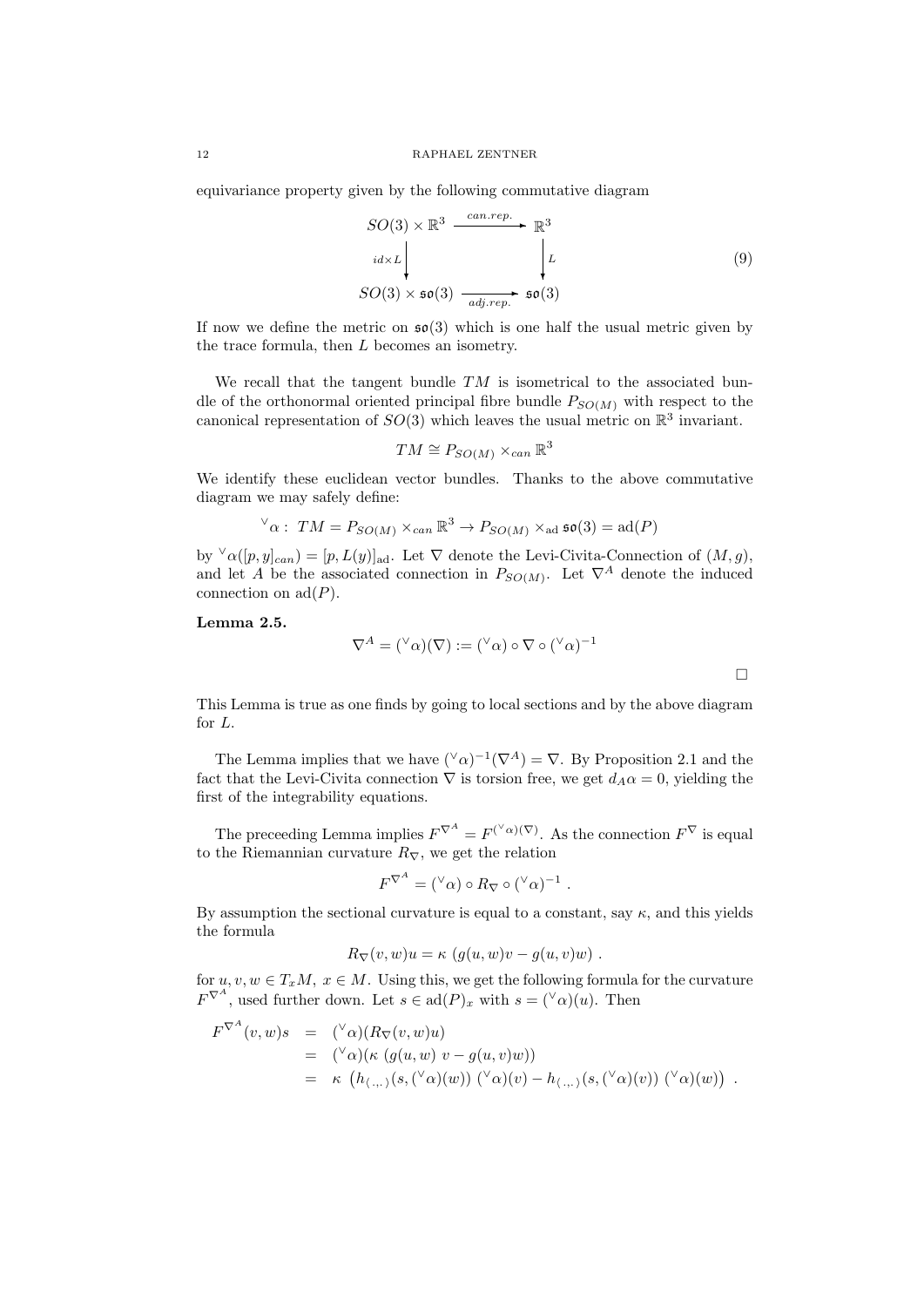equivariance property given by the following commutative diagram

$$
\begin{array}{ccc}
SO(3) \times \mathbb{R}^3 & \xrightarrow{can.rep.} & \mathbb{R}^3 \\
\Big\downarrow{\scriptstyle id\times L} & & \Big\downarrow{\scriptstyle L} \\
SO(3) \times \mathfrak{so}(3) & \xrightarrow[adj.rep.]{} & \mathfrak{so}(3)
\end{array}
\qquad (9)
$$

If now we define the metric on $\mathfrak{so}(3)$ which is one half the usual metric given by the trace formula, then $L$ becomes an isometry.

We recall that the tangent bundle $TM$ is isometrical to the associated bundle of the orthonormal oriented principal fibre bundle $P_{SO(M)}$ with respect to the canonical representation of $SO(3)$ which leaves the usual metric on $\mathbb{R}^3$ invariant.

$$TM \cong P_{SO(M)} \times_{can} \mathbb{R}^3$$

We identify these euclidean vector bundles. Thanks to the above commutative diagram we may safely define:

$${}^{\vee}\alpha : \; TM = P_{SO(M)} \times_{can} \mathbb{R}^3 \to P_{SO(M)} \times_{\mathrm{ad}} \mathfrak{so}(3) = \mathrm{ad}(P)$$

by ${}^{\vee}\alpha([p,y]_{can}) = [p, L(y)]_{\mathrm{ad}}$. Let $\nabla$ denote the Levi-Civita-Connection of $(M,g)$, and let $A$ be the associated connection in $P_{SO(M)}$. Let $\nabla^A$ denote the induced connection on $\mathrm{ad}(P)$.

**Lemma 2.5.**

$$\nabla^A = ({}^{\vee}\alpha)(\nabla) := ({}^{\vee}\alpha) \circ \nabla \circ ({}^{\vee}\alpha)^{-1}$$

□

This Lemma is true as one finds by going to local sections and by the above diagram for $L$.

The Lemma implies that we have $({}^{\vee}\alpha)^{-1}(\nabla^A) = \nabla$. By Proposition 2.1 and the fact that the Levi-Civita connection $\nabla$ is torsion free, we get $d_A\alpha = 0$, yielding the first of the integrability equations.

The preceeding Lemma implies $F^{\nabla^A} = F^{({}^{\vee}\alpha)(\nabla)}$. As the connection $F^{\nabla}$ is equal to the Riemannian curvature $R_\nabla$, we get the relation

$$F^{\nabla^A} = ({}^{\vee}\alpha) \circ R_\nabla \circ ({}^{\vee}\alpha)^{-1} \; .$$

By assumption the sectional curvature is equal to a constant, say $\kappa$, and this yields the formula

$$R_\nabla(v,w)u = \kappa \; (g(u,w)v - g(u,v)w) \; .$$

for $u, v, w \in T_xM, \; x \in M$. Using this, we get the following formula for the curvature $F^{\nabla^A}$, used further down. Let $s \in \mathrm{ad}(P)_x$ with $s = ({}^{\vee}\alpha)(u)$. Then

$$
\begin{aligned}
F^{\nabla^A}(v,w)s &= ({}^{\vee}\alpha)(R_\nabla(v,w)u) \\
&= ({}^{\vee}\alpha)(\kappa \; (g(u,w) \; v - g(u,v)w)) \\
&= \kappa \; \left( h_{\langle .,. \rangle}(s, ({}^{\vee}\alpha)(w)) \; ({}^{\vee}\alpha)(v) - h_{\langle .,. \rangle}(s, ({}^{\vee}\alpha)(v)) \; ({}^{\vee}\alpha)(w) \right) \; .
\end{aligned}
$$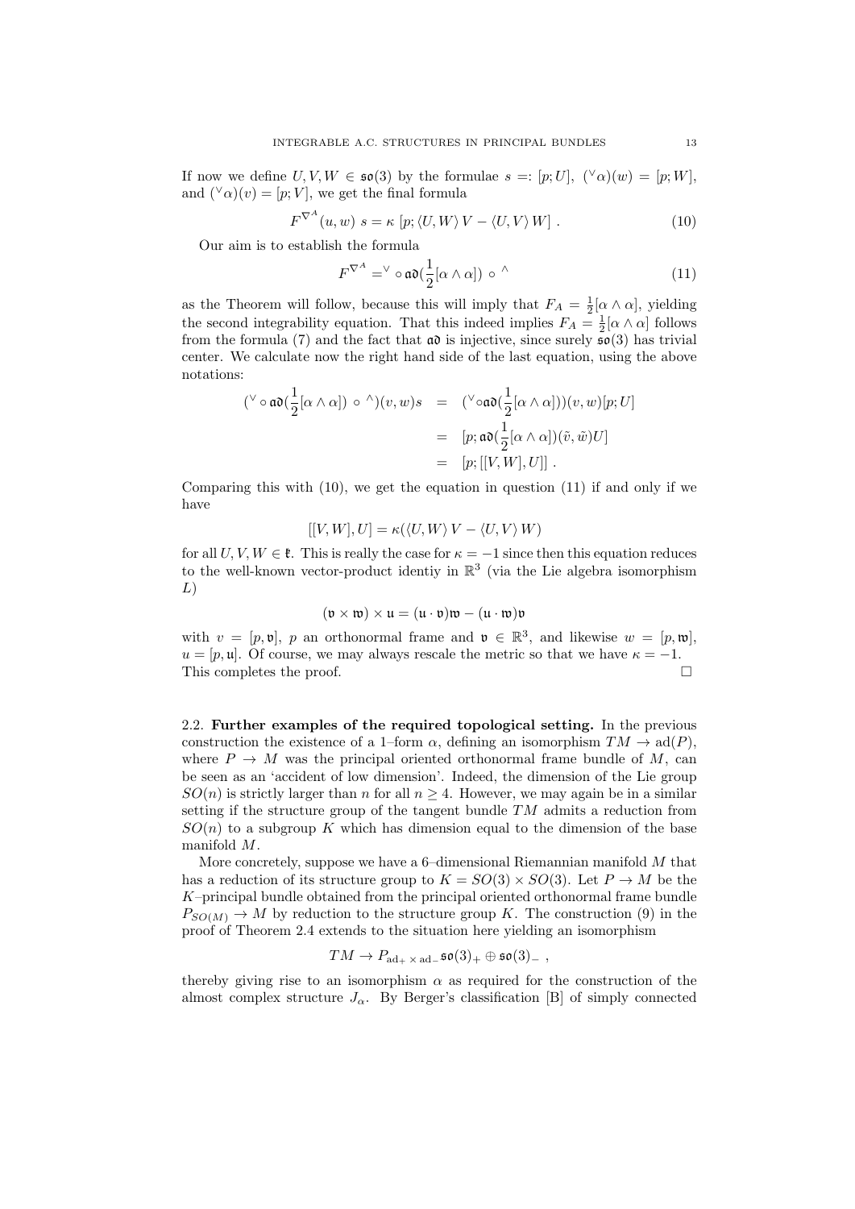If now we define $U, V, W \in \mathfrak{so}(3)$ by the formulae $s =: [p; U]$, $({}^{\vee}\alpha)(w) = [p; W]$, and $({}^{\vee}\alpha)(v) = [p; V]$, we get the final formula

$$F^{\nabla^A}(u, w)\; s = \kappa\; [p; \langle U, W\rangle\, V - \langle U, V\rangle\, W]\;. \tag{10}$$

Our aim is to establish the formula

$$F^{\nabla^A} = ^{\vee} \circ\, \mathfrak{ad}(\frac{1}{2}[\alpha \wedge \alpha]) \;\circ\; ^{\wedge} \tag{11}$$

as the Theorem will follow, because this will imply that $F_A = \frac{1}{2}[\alpha \wedge \alpha]$, yielding the second integrability equation. That this indeed implies $F_A = \frac{1}{2}[\alpha \wedge \alpha]$ follows from the formula (7) and the fact that $\mathfrak{ad}$ is injective, since surely $\mathfrak{so}(3)$ has trivial center. We calculate now the right hand side of the last equation, using the above notations:

$$\begin{aligned}
(^{\vee} \circ\, \mathfrak{ad}(\frac{1}{2}[\alpha \wedge \alpha]) \;\circ\; ^{\wedge})(v, w)s &= (^{\vee}\circ\mathfrak{ad}(\frac{1}{2}[\alpha \wedge \alpha]))(v, w)[p; U] \\
&= [p; \mathfrak{ad}(\frac{1}{2}[\alpha \wedge \alpha])(\tilde{v}, \tilde{w})U] \\
&= [p; [[V, W], U]]\;.
\end{aligned}$$

Comparing this with (10), we get the equation in question (11) if and only if we have

$$[[V, W], U] = \kappa(\langle U, W\rangle\, V - \langle U, V\rangle\, W)$$

for all $U, V, W \in \mathfrak{k}$. This is really the case for $\kappa = -1$ since then this equation reduces to the well-known vector-product identiy in $\mathbb{R}^3$ (via the Lie algebra isomorphism $L$)

$$(\mathfrak{v} \times \mathfrak{w}) \times \mathfrak{u} = (\mathfrak{u} \cdot \mathfrak{v})\mathfrak{w} - (\mathfrak{u} \cdot \mathfrak{w})\mathfrak{v}$$

with $v = [p, \mathfrak{v}]$, $p$ an orthonormal frame and $\mathfrak{v} \in \mathbb{R}^3$, and likewise $w = [p, \mathfrak{w}]$, $u = [p, \mathfrak{u}]$. Of course, we may always rescale the metric so that we have $\kappa = -1$. This completes the proof. □

### 2.2. Further examples of the required topological setting.

In the previous construction the existence of a 1–form $\alpha$, defining an isomorphism $TM \to \mathrm{ad}(P)$, where $P \to M$ was the principal oriented orthonormal frame bundle of $M$, can be seen as an 'accident of low dimension'. Indeed, the dimension of the Lie group $SO(n)$ is strictly larger than $n$ for all $n \geq 4$. However, we may again be in a similar setting if the structure group of the tangent bundle $TM$ admits a reduction from $SO(n)$ to a subgroup $K$ which has dimension equal to the dimension of the base manifold $M$.

More concretely, suppose we have a 6–dimensional Riemannian manifold $M$ that has a reduction of its structure group to $K = SO(3) \times SO(3)$. Let $P \to M$ be the $K$–principal bundle obtained from the principal oriented orthonormal frame bundle $P_{SO(M)} \to M$ by reduction to the structure group $K$. The construction (9) in the proof of Theorem 2.4 extends to the situation here yielding an isomorphism

$$TM \to P_{\mathrm{ad}_+ \times\, \mathrm{ad}_-}\mathfrak{so}(3)_+ \oplus \mathfrak{so}(3)_-\;,$$

thereby giving rise to an isomorphism $\alpha$ as required for the construction of the almost complex structure $J_\alpha$. By Berger's classification [B] of simply connected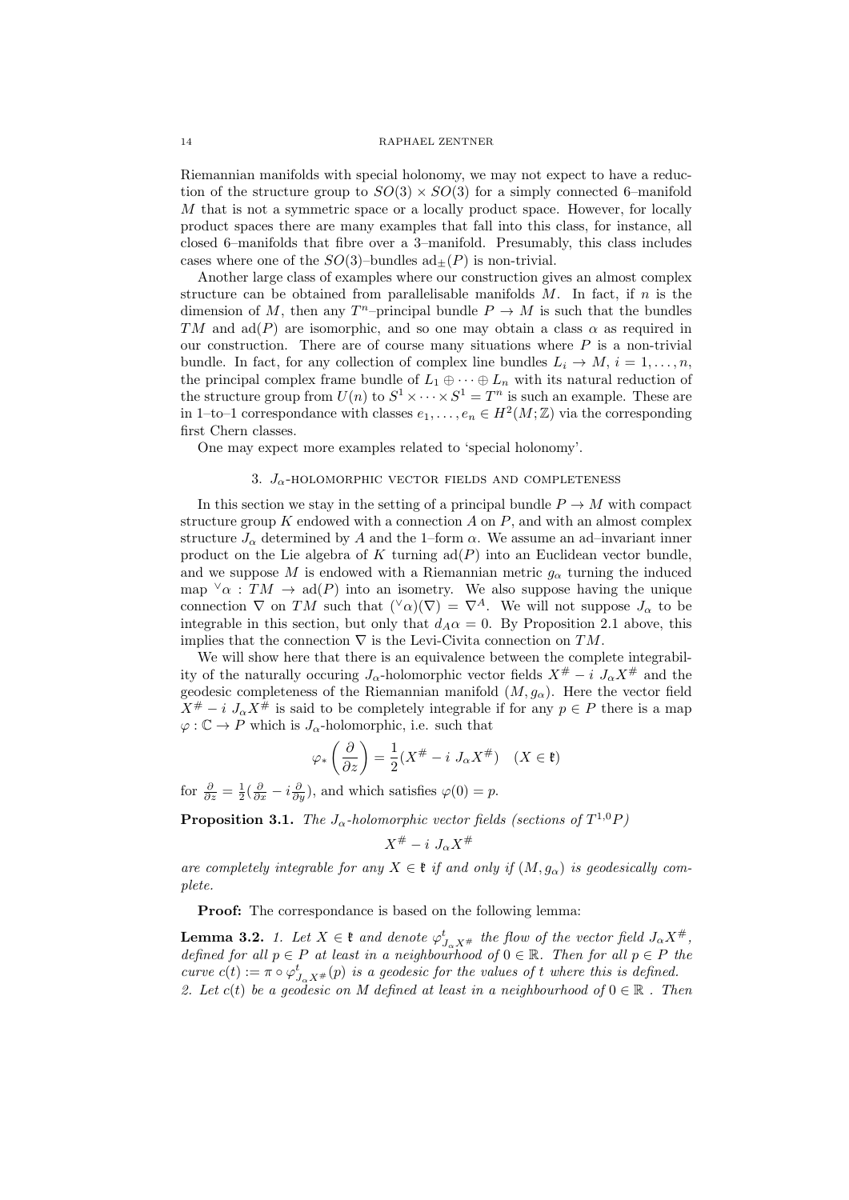Riemannian manifolds with special holonomy, we may not expect to have a reduction of the structure group to $SO(3) \times SO(3)$ for a simply connected 6–manifold $M$ that is not a symmetric space or a locally product space. However, for locally product spaces there are many examples that fall into this class, for instance, all closed 6–manifolds that fibre over a 3–manifold. Presumably, this class includes cases where one of the $SO(3)$–bundles $\mathrm{ad}_\pm(P)$ is non-trivial.

Another large class of examples where our construction gives an almost complex structure can be obtained from parallelisable manifolds $M$. In fact, if $n$ is the dimension of $M$, then any $T^n$–principal bundle $P \to M$ is such that the bundles $TM$ and $\mathrm{ad}(P)$ are isomorphic, and so one may obtain a class $\alpha$ as required in our construction. There are of course many situations where $P$ is a non-trivial bundle. In fact, for any collection of complex line bundles $L_i \to M$, $i = 1, \dots, n$, the principal complex frame bundle of $L_1 \oplus \cdots \oplus L_n$ with its natural reduction of the structure group from $U(n)$ to $S^1 \times \cdots \times S^1 = T^n$ is such an example. These are in 1–to–1 correspondance with classes $e_1, \dots, e_n \in H^2(M;\mathbb{Z})$ via the corresponding first Chern classes.

One may expect more examples related to 'special holonomy'.

## 3. $J_\alpha$-holomorphic vector fields and completeness

In this section we stay in the setting of a principal bundle $P \to M$ with compact structure group $K$ endowed with a connection $A$ on $P$, and with an almost complex structure $J_\alpha$ determined by $A$ and the 1–form $\alpha$. We assume an ad–invariant inner product on the Lie algebra of $K$ turning $\mathrm{ad}(P)$ into an Euclidean vector bundle, and we suppose $M$ is endowed with a Riemannian metric $g_\alpha$ turning the induced map ${}^\vee\alpha : TM \to \mathrm{ad}(P)$ into an isometry. We also suppose having the unique connection $\nabla$ on $TM$ such that $({}^\vee\alpha)(\nabla) = \nabla^A$. We will not suppose $J_\alpha$ to be integrable in this section, but only that $d_A\alpha = 0$. By Proposition 2.1 above, this implies that the connection $\nabla$ is the Levi-Civita connection on $TM$.

We will show here that there is an equivalence between the complete integrability of the naturally occuring $J_\alpha$-holomorphic vector fields $X^\# - i\ J_\alpha X^\#$ and the geodesic completeness of the Riemannian manifold $(M, g_\alpha)$. Here the vector field $X^\# - i\ J_\alpha X^\#$ is said to be completely integrable if for any $p \in P$ there is a map $\varphi : \mathbb{C} \to P$ which is $J_\alpha$-holomorphic, i.e. such that

$$\varphi_*\left(\frac{\partial}{\partial z}\right) = \frac{1}{2}(X^\# - i\ J_\alpha X^\#) \quad (X \in \mathfrak{k})$$

for $\frac{\partial}{\partial z} = \frac{1}{2}(\frac{\partial}{\partial x} - i\frac{\partial}{\partial y})$, and which satisfies $\varphi(0) = p$.

**Proposition 3.1.** *The $J_\alpha$-holomorphic vector fields (sections of $T^{1,0}P$)*

$$X^\# - i\ J_\alpha X^\#$$

*are completely integrable for any $X \in \mathfrak{k}$ if and only if $(M, g_\alpha)$ is geodesically complete.*

**Proof:** The correspondance is based on the following lemma:

**Lemma 3.2.** *1. Let $X \in \mathfrak{k}$ and denote $\varphi^t_{J_\alpha X^\#}$ the flow of the vector field $J_\alpha X^\#$, defined for all $p \in P$ at least in a neighbourhood of $0 \in \mathbb{R}$. Then for all $p \in P$ the curve $c(t) := \pi \circ \varphi^t_{J_\alpha X^\#}(p)$ is a geodesic for the values of $t$ where this is defined.*
*2. Let $c(t)$ be a geodesic on $M$ defined at least in a neighbourhood of $0 \in \mathbb{R}$ . Then*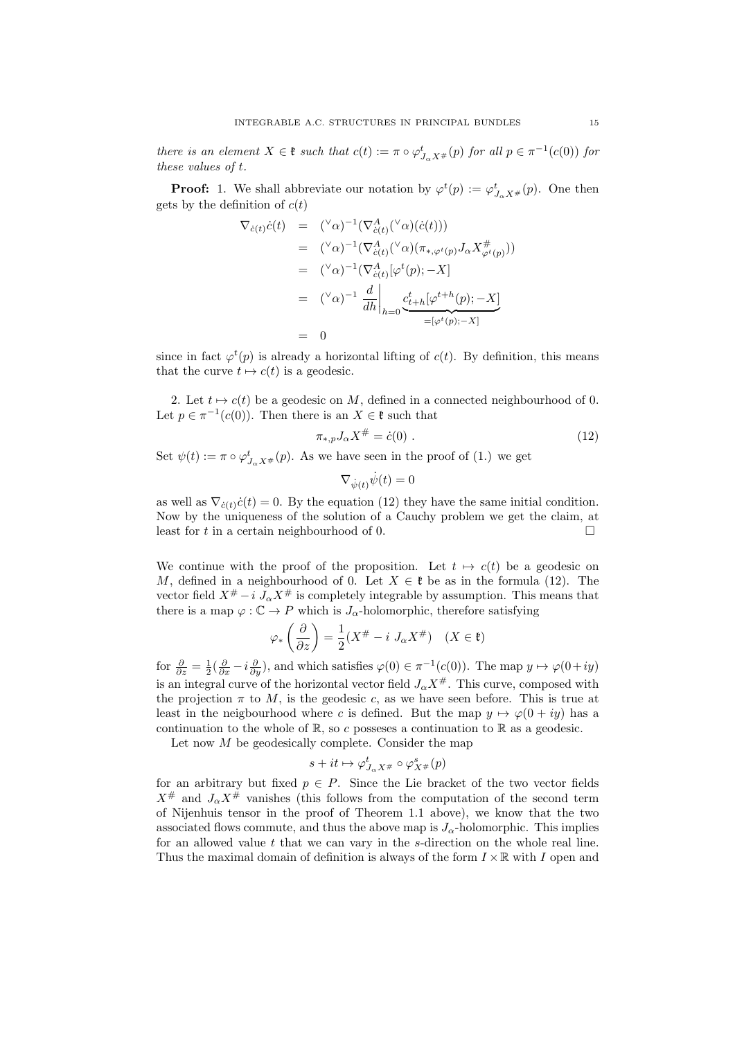*there is an element $X \in \mathfrak{k}$ such that $c(t) := \pi \circ \varphi^t_{J_\alpha X^\#}(p)$ for all $p \in \pi^{-1}(c(0))$ for these values of $t$.*

**Proof:** 1. We shall abbreviate our notation by $\varphi^t(p) := \varphi^t_{J_\alpha X^\#}(p)$. One then gets by the definition of $c(t)$

$$
\begin{aligned}
\nabla_{\dot c(t)}\dot c(t) &= ({}^\vee\alpha)^{-1}(\nabla^A_{\dot c(t)}({}^\vee\alpha)(\dot c(t))) \\
&= ({}^\vee\alpha)^{-1}(\nabla^A_{\dot c(t)}({}^\vee\alpha)(\pi_{*,\varphi^t(p)}J_\alpha X^\#_{\varphi^t(p)})) \\
&= ({}^\vee\alpha)^{-1}(\nabla^A_{\dot c(t)}[\varphi^t(p); -X] \\
&= ({}^\vee\alpha)^{-1}\left.\frac{d}{dh}\right|_{h=0} \underbrace{c^t_{t+h}[\varphi^{t+h}(p); -X]}_{=[\varphi^t(p);-X]} \\
&= 0
\end{aligned}
$$

since in fact $\varphi^t(p)$ is already a horizontal lifting of $c(t)$. By definition, this means that the curve $t \mapsto c(t)$ is a geodesic.

2. Let $t \mapsto c(t)$ be a geodesic on $M$, defined in a connected neighbourhood of 0. Let $p \in \pi^{-1}(c(0))$. Then there is an $X \in \mathfrak{k}$ such that

$$
\pi_{*,p} J_\alpha X^\# = \dot c(0)\ . \tag{12}
$$

Set $\psi(t) := \pi \circ \varphi^t_{J_\alpha X^\#}(p)$. As we have seen in the proof of (1.) we get

$$
\nabla_{\dot\psi(t)}\dot\psi(t) = 0
$$

as well as $\nabla_{\dot c(t)}\dot c(t) = 0$. By the equation (12) they have the same initial condition. Now by the uniqueness of the solution of a Cauchy problem we get the claim, at least for $t$ in a certain neighbourhood of 0. $\square$

We continue with the proof of the proposition. Let $t \mapsto c(t)$ be a geodesic on $M$, defined in a neighbourhood of 0. Let $X \in \mathfrak{k}$ be as in the formula (12). The vector field $X^\# - i\, J_\alpha X^\#$ is completely integrable by assumption. This means that there is a map $\varphi : \mathbb{C} \to P$ which is $J_\alpha$-holomorphic, therefore satisfying

$$
\varphi_*\left(\frac{\partial}{\partial z}\right) = \frac{1}{2}(X^\# - i\ J_\alpha X^\#) \quad (X \in \mathfrak{k})
$$

for $\frac{\partial}{\partial z} = \frac{1}{2}(\frac{\partial}{\partial x} - i\frac{\partial}{\partial y})$, and which satisfies $\varphi(0) \in \pi^{-1}(c(0))$. The map $y \mapsto \varphi(0+iy)$ is an integral curve of the horizontal vector field $J_\alpha X^\#$. This curve, composed with the projection $\pi$ to $M$, is the geodesic $c$, as we have seen before. This is true at least in the neigbourhood where $c$ is defined. But the map $y \mapsto \varphi(0+iy)$ has a continuation to the whole of $\mathbb{R}$, so $c$ posseses a continuation to $\mathbb{R}$ as a geodesic.

Let now $M$ be geodesically complete. Consider the map

$$
s + it \mapsto \varphi^t_{J_\alpha X^\#} \circ \varphi^s_{X^\#}(p)
$$

for an arbitrary but fixed $p \in P$. Since the Lie bracket of the two vector fields $X^\#$ and $J_\alpha X^\#$ vanishes (this follows from the computation of the second term of Nijenhuis tensor in the proof of Theorem 1.1 above), we know that the two associated flows commute, and thus the above map is $J_\alpha$-holomorphic. This implies for an allowed value $t$ that we can vary in the $s$-direction on the whole real line. Thus the maximal domain of definition is always of the form $I \times \mathbb{R}$ with $I$ open and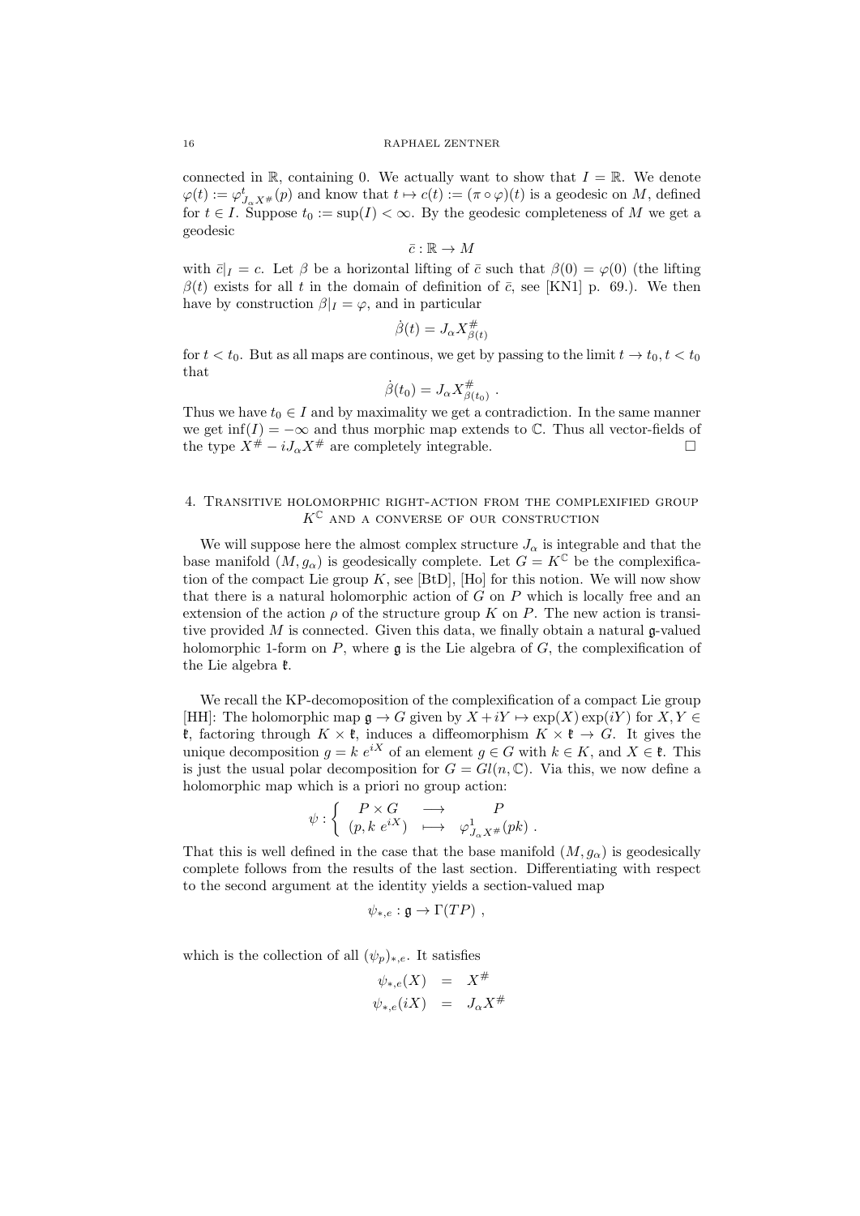connected in $\mathbb{R}$, containing 0. We actually want to show that $I = \mathbb{R}$. We denote $\varphi(t) := \varphi^t_{J_\alpha X^\#}(p)$ and know that $t \mapsto c(t) := (\pi \circ \varphi)(t)$ is a geodesic on $M$, defined for $t \in I$. Suppose $t_0 := \sup(I) < \infty$. By the geodesic completeness of $M$ we get a geodesic

$$\bar{c} : \mathbb{R} \to M$$

with $\bar{c}|_I = c$. Let $\beta$ be a horizontal lifting of $\bar{c}$ such that $\beta(0) = \varphi(0)$ (the lifting $\beta(t)$ exists for all $t$ in the domain of definition of $\bar{c}$, see [KN1] p. 69.). We then have by construction $\beta|_I = \varphi$, and in particular

$$\dot{\beta}(t) = J_\alpha X^\#_{\beta(t)}$$

for $t < t_0$. But as all maps are continous, we get by passing to the limit $t \to t_0, t < t_0$ that

$$\dot{\beta}(t_0) = J_\alpha X^\#_{\beta(t_0)} \ .$$

Thus we have $t_0 \in I$ and by maximality we get a contradiction. In the same manner we get $\inf(I) = -\infty$ and thus morphic map extends to $\mathbb{C}$. Thus all vector-fields of the type $X^\# - iJ_\alpha X^\#$ are completely integrable. $\square$

## 4. Transitive holomorphic right-action from the complexified group $K^{\mathbb{C}}$ and a converse of our construction

We will suppose here the almost complex structure $J_\alpha$ is integrable and that the base manifold $(M, g_\alpha)$ is geodesically complete. Let $G = K^{\mathbb{C}}$ be the complexification of the compact Lie group $K$, see [BtD], [Ho] for this notion. We will now show that there is a natural holomorphic action of $G$ on $P$ which is locally free and an extension of the action $\rho$ of the structure group $K$ on $P$. The new action is transitive provided $M$ is connected. Given this data, we finally obtain a natural $\mathfrak{g}$-valued holomorphic 1-form on $P$, where $\mathfrak{g}$ is the Lie algebra of $G$, the complexification of the Lie algebra $\mathfrak{k}$.

We recall the KP-decomoposition of the complexification of a compact Lie group [HH]: The holomorphic map $\mathfrak{g} \to G$ given by $X + iY \mapsto \exp(X)\exp(iY)$ for $X, Y \in \mathfrak{k}$, factoring through $K \times \mathfrak{k}$, induces a diffeomorphism $K \times \mathfrak{k} \to G$. It gives the unique decomposition $g = k\ e^{iX}$ of an element $g \in G$ with $k \in K$, and $X \in \mathfrak{k}$. This is just the usual polar decomposition for $G = Gl(n, \mathbb{C})$. Via this, we now define a holomorphic map which is a priori no group action:

$$\psi : \left\{ \begin{array}{ccc} P \times G & \longrightarrow & P \\ (p, k\ e^{iX}) & \longmapsto & \varphi^1_{J_\alpha X^\#}(pk) \ . \end{array} \right.$$

That this is well defined in the case that the base manifold $(M, g_\alpha)$ is geodesically complete follows from the results of the last section. Differentiating with respect to the second argument at the identity yields a section-valued map

$$\psi_{*,e} : \mathfrak{g} \to \Gamma(TP) \ ,$$

which is the collection of all $(\psi_p)_{*,e}$. It satisfies

$$\begin{aligned} \psi_{*,e}(X) &= X^\# \\ \psi_{*,e}(iX) &= J_\alpha X^\# \end{aligned}$$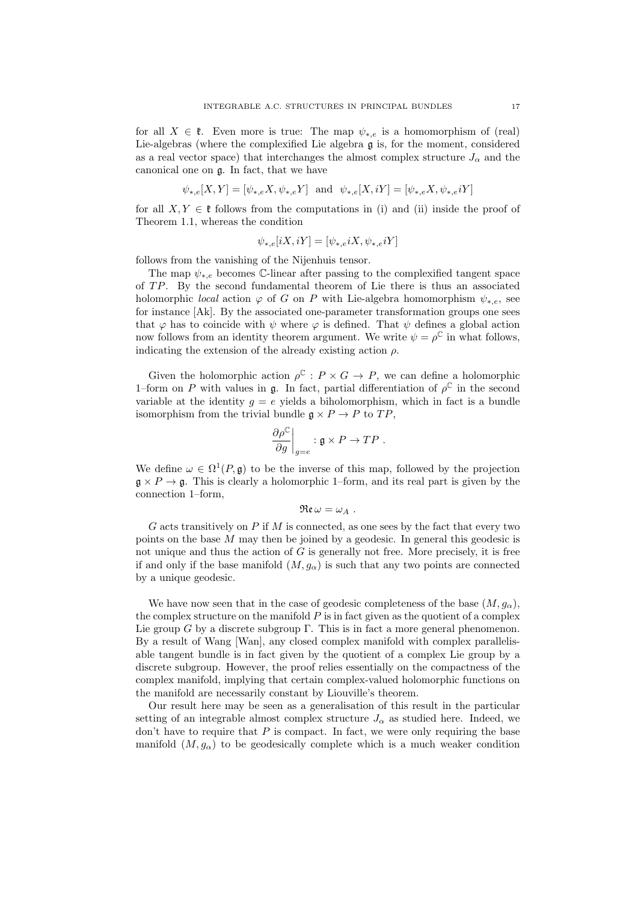for all $X \in \mathfrak{k}$. Even more is true: The map $\psi_{*,e}$ is a homomorphism of (real) Lie-algebras (where the complexified Lie algebra $\mathfrak{g}$ is, for the moment, considered as a real vector space) that interchanges the almost complex structure $J_\alpha$ and the canonical one on $\mathfrak{g}$. In fact, that we have

$$\psi_{*,e}[X,Y] = [\psi_{*,e}X, \psi_{*,e}Y] \;\text{ and }\; \psi_{*,e}[X,iY] = [\psi_{*,e}X, \psi_{*,e}iY]$$

for all $X, Y \in \mathfrak{k}$ follows from the computations in (i) and (ii) inside the proof of Theorem 1.1, whereas the condition

$$\psi_{*,e}[iX,iY] = [\psi_{*,e}iX, \psi_{*,e}iY]$$

follows from the vanishing of the Nijenhuis tensor.

The map $\psi_{*,e}$ becomes $\mathbb{C}$-linear after passing to the complexified tangent space of $TP$. By the second fundamental theorem of Lie there is thus an associated holomorphic *local* action $\varphi$ of $G$ on $P$ with Lie-algebra homomorphism $\psi_{*,e}$, see for instance [Ak]. By the associated one-parameter transformation groups one sees that $\varphi$ has to coincide with $\psi$ where $\varphi$ is defined. That $\psi$ defines a global action now follows from an identity theorem argument. We write $\psi = \rho^{\mathbb{C}}$ in what follows, indicating the extension of the already existing action $\rho$.

Given the holomorphic action $\rho^{\mathbb{C}} : P \times G \to P$, we can define a holomorphic 1–form on $P$ with values in $\mathfrak{g}$. In fact, partial differentiation of $\rho^{\mathbb{C}}$ in the second variable at the identity $g = e$ yields a biholomorphism, which in fact is a bundle isomorphism from the trivial bundle $\mathfrak{g} \times P \to P$ to $TP$,

$$\left.\frac{\partial \rho^{\mathbb{C}}}{\partial g}\right|_{g=e} : \mathfrak{g} \times P \to TP \; .$$

We define $\omega \in \Omega^1(P, \mathfrak{g})$ to be the inverse of this map, followed by the projection $\mathfrak{g} \times P \to \mathfrak{g}$. This is clearly a holomorphic 1–form, and its real part is given by the connection 1–form,

$$\mathfrak{Re}\, \omega = \omega_A \; .$$

$G$ acts transitively on $P$ if $M$ is connected, as one sees by the fact that every two points on the base $M$ may then be joined by a geodesic. In general this geodesic is not unique and thus the action of $G$ is generally not free. More precisely, it is free if and only if the base manifold $(M, g_\alpha)$ is such that any two points are connected by a unique geodesic.

We have now seen that in the case of geodesic completeness of the base $(M, g_\alpha)$, the complex structure on the manifold $P$ is in fact given as the quotient of a complex Lie group $G$ by a discrete subgroup $\Gamma$. This is in fact a more general phenomenon. By a result of Wang [Wan], any closed complex manifold with complex parallelisable tangent bundle is in fact given by the quotient of a complex Lie group by a discrete subgroup. However, the proof relies essentially on the compactness of the complex manifold, implying that certain complex-valued holomorphic functions on the manifold are necessarily constant by Liouville's theorem.

Our result here may be seen as a generalisation of this result in the particular setting of an integrable almost complex structure $J_\alpha$ as studied here. Indeed, we don't have to require that $P$ is compact. In fact, we were only requiring the base manifold $(M, g_\alpha)$ to be geodesically complete which is a much weaker condition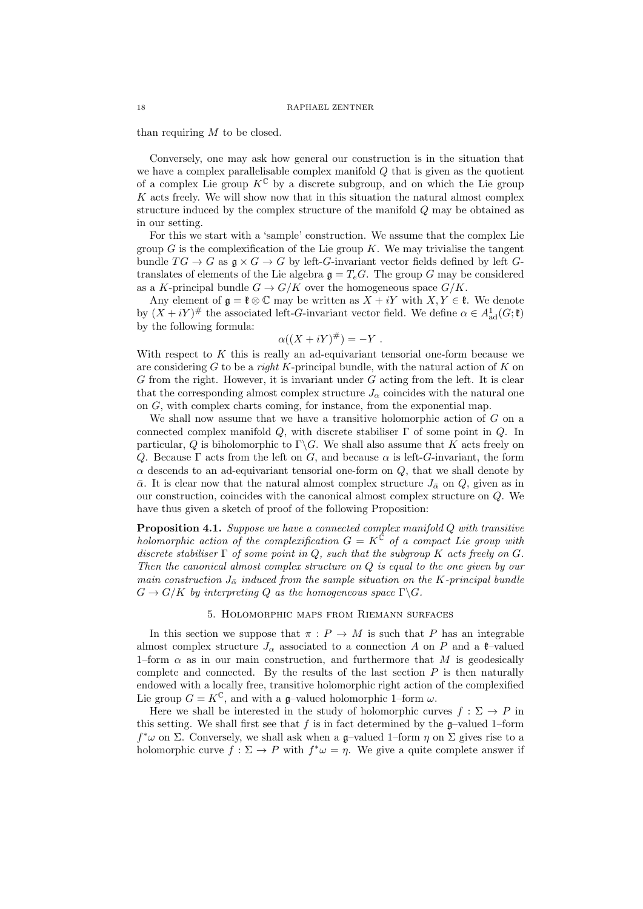than requiring $M$ to be closed.

Conversely, one may ask how general our construction is in the situation that we have a complex parallelisable complex manifold $Q$ that is given as the quotient of a complex Lie group $K^{\mathbb{C}}$ by a discrete subgroup, and on which the Lie group $K$ acts freely. We will show now that in this situation the natural almost complex structure induced by the complex structure of the manifold $Q$ may be obtained as in our setting.

For this we start with a 'sample' construction. We assume that the complex Lie group $G$ is the complexification of the Lie group $K$. We may trivialise the tangent bundle $TG \to G$ as $\mathfrak{g} \times G \to G$ by left-$G$-invariant vector fields defined by left $G$-translates of elements of the Lie algebra $\mathfrak{g} = T_e G$. The group $G$ may be considered as a $K$-principal bundle $G \to G/K$ over the homogeneous space $G/K$.

Any element of $\mathfrak{g} = \mathfrak{k} \otimes \mathbb{C}$ may be written as $X + iY$ with $X, Y \in \mathfrak{k}$. We denote by $(X+iY)^{\#}$ the associated left-$G$-invariant vector field. We define $\alpha \in A^1_{\text{ad}}(G; \mathfrak{k})$ by the following formula:

$$\alpha((X+iY)^{\#}) = -Y \ .$$

With respect to $K$ this is really an ad-equivariant tensorial one-form because we are considering $G$ to be a *right* $K$-principal bundle, with the natural action of $K$ on $G$ from the right. However, it is invariant under $G$ acting from the left. It is clear that the corresponding almost complex structure $J_\alpha$ coincides with the natural one on $G$, with complex charts coming, for instance, from the exponential map.

We shall now assume that we have a transitive holomorphic action of $G$ on a connected complex manifold $Q$, with discrete stabiliser $\Gamma$ of some point in $Q$. In particular, $Q$ is biholomorphic to $\Gamma \backslash G$. We shall also assume that $K$ acts freely on $Q$. Because $\Gamma$ acts from the left on $G$, and because $\alpha$ is left-$G$-invariant, the form $\alpha$ descends to an ad-equivariant tensorial one-form on $Q$, that we shall denote by $\bar{\alpha}$. It is clear now that the natural almost complex structure $J_{\bar{\alpha}}$ on $Q$, given as in our construction, coincides with the canonical almost complex structure on $Q$. We have thus given a sketch of proof of the following Proposition:

**Proposition 4.1.** *Suppose we have a connected complex manifold $Q$ with transitive holomorphic action of the complexification $G = K^{\mathbb{C}}$ of a compact Lie group with discrete stabiliser $\Gamma$ of some point in $Q$, such that the subgroup $K$ acts freely on $G$. Then the canonical almost complex structure on $Q$ is equal to the one given by our main construction $J_{\bar{\alpha}}$ induced from the sample situation on the $K$-principal bundle $G \to G/K$ by interpreting $Q$ as the homogeneous space $\Gamma \backslash G$.*

## 5. Holomorphic maps from Riemann surfaces

In this section we suppose that $\pi : P \to M$ is such that $P$ has an integrable almost complex structure $J_\alpha$ associated to a connection $A$ on $P$ and a $\mathfrak{k}$–valued 1–form $\alpha$ as in our main construction, and furthermore that $M$ is geodesically complete and connected. By the results of the last section $P$ is then naturally endowed with a locally free, transitive holomorphic right action of the complexified Lie group $G = K^{\mathbb{C}}$, and with a $\mathfrak{g}$–valued holomorphic 1–form $\omega$.

Here we shall be interested in the study of holomorphic curves $f : \Sigma \to P$ in this setting. We shall first see that $f$ is in fact determined by the $\mathfrak{g}$–valued 1–form $f^*\omega$ on $\Sigma$. Conversely, we shall ask when a $\mathfrak{g}$–valued 1–form $\eta$ on $\Sigma$ gives rise to a holomorphic curve $f : \Sigma \to P$ with $f^*\omega = \eta$. We give a quite complete answer if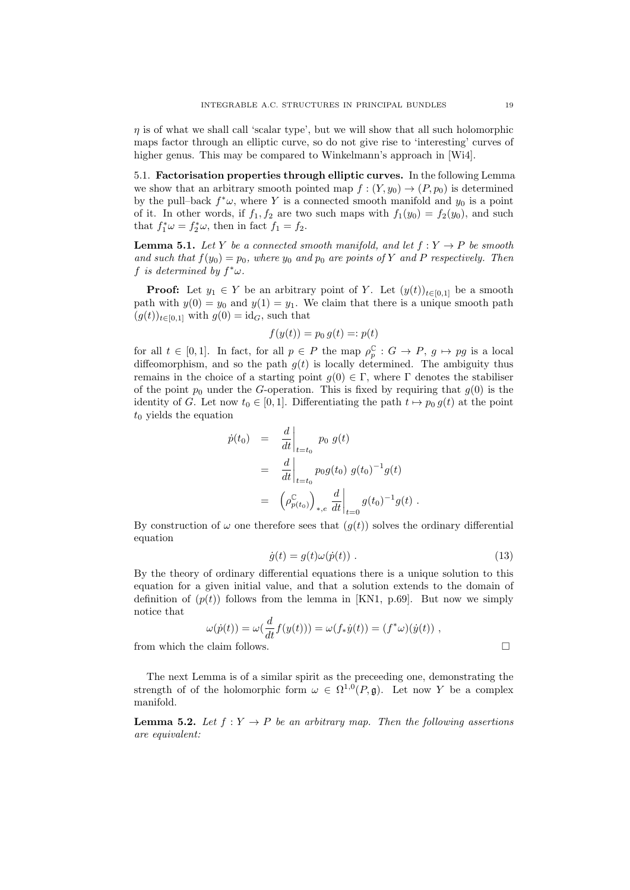$\eta$ is of what we shall call 'scalar type', but we will show that all such holomorphic maps factor through an elliptic curve, so do not give rise to 'interesting' curves of higher genus. This may be compared to Winkelmann's approach in [Wi4].

### 5.1. Factorisation properties through elliptic curves.

In the following Lemma we show that an arbitrary smooth pointed map $f : (Y, y_0) \to (P, p_0)$ is determined by the pull–back $f^*\omega$, where $Y$ is a connected smooth manifold and $y_0$ is a point of it. In other words, if $f_1, f_2$ are two such maps with $f_1(y_0) = f_2(y_0)$, and such that $f_1^*\omega = f_2^*\omega$, then in fact $f_1 = f_2$.

**Lemma 5.1.** *Let $Y$ be a connected smooth manifold, and let $f : Y \to P$ be smooth and such that $f(y_0) = p_0$, where $y_0$ and $p_0$ are points of $Y$ and $P$ respectively. Then $f$ is determined by $f^*\omega$.*

**Proof:** Let $y_1 \in Y$ be an arbitrary point of $Y$. Let $(y(t))_{t\in[0,1]}$ be a smooth path with $y(0) = y_0$ and $y(1) = y_1$. We claim that there is a unique smooth path $(g(t))_{t\in[0,1]}$ with $g(0) = \mathrm{id}_G$, such that

$$f(y(t)) = p_0\, g(t) =: p(t)$$

for all $t \in [0, 1]$. In fact, for all $p \in P$ the map $\rho_p^{\mathbb{C}} : G \to P,\ g \mapsto pg$ is a local diffeomorphism, and so the path $g(t)$ is locally determined. The ambiguity thus remains in the choice of a starting point $g(0) \in \Gamma$, where $\Gamma$ denotes the stabiliser of the point $p_0$ under the $G$-operation. This is fixed by requiring that $g(0)$ is the identity of $G$. Let now $t_0 \in [0, 1]$. Differentiating the path $t \mapsto p_0\, g(t)$ at the point $t_0$ yields the equation

$$\begin{aligned} \dot{p}(t_0) &= \left.\frac{d}{dt}\right|_{t=t_0} p_0\ g(t) \\ &= \left.\frac{d}{dt}\right|_{t=t_0} p_0 g(t_0)\ g(t_0)^{-1} g(t) \\ &= \left(\rho^{\mathbb{C}}_{p(t_0)}\right)_{*,e} \left.\frac{d}{dt}\right|_{t=0} g(t_0)^{-1} g(t)\ . \end{aligned}$$

By construction of $\omega$ one therefore sees that $(g(t))$ solves the ordinary differential equation

$$\dot{g}(t) = g(t)\omega(\dot{p}(t))\ . \tag{13}$$

By the theory of ordinary differential equations there is a unique solution to this equation for a given initial value, and that a solution extends to the domain of definition of $(p(t))$ follows from the lemma in [KN1, p.69]. But now we simply notice that

$$\omega(\dot{p}(t)) = \omega(\frac{d}{dt} f(y(t))) = \omega(f_* \dot{y}(t)) = (f^*\omega)(\dot{y}(t))\ ,$$

from which the claim follows. □

The next Lemma is of a similar spirit as the preceeding one, demonstrating the strength of of the holomorphic form $\omega \in \Omega^{1,0}(P, \mathfrak{g})$. Let now $Y$ be a complex manifold.

**Lemma 5.2.** *Let $f : Y \to P$ be an arbitrary map. Then the following assertions are equivalent:*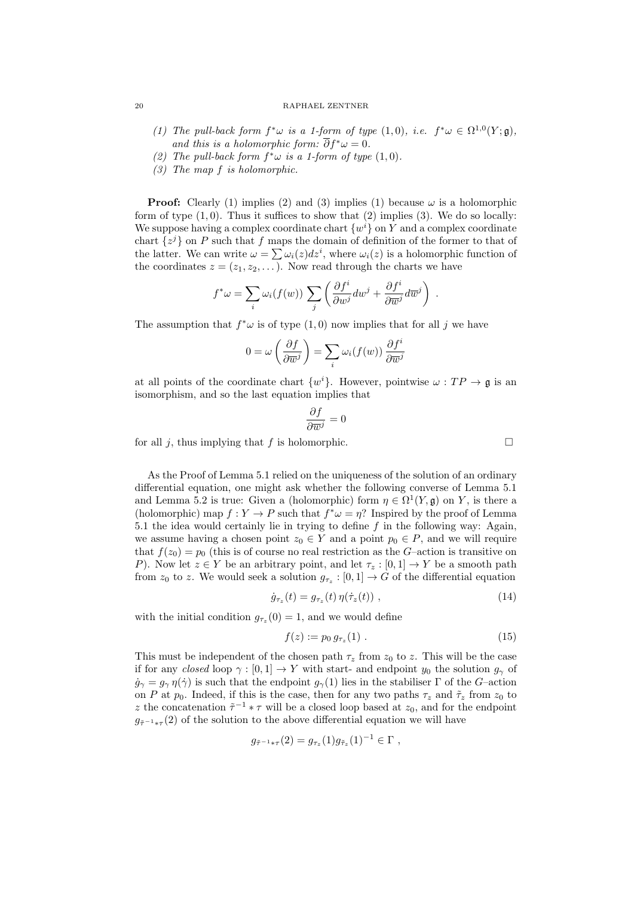(1) *The pull-back form $f^*\omega$ is a 1-form of type $(1,0)$, i.e. $f^*\omega \in \Omega^{1,0}(Y;\mathfrak{g})$, and this is a holomorphic form: $\overline{\partial} f^*\omega = 0$.*

(2) *The pull-back form $f^*\omega$ is a 1-form of type $(1,0)$.*

(3) *The map $f$ is holomorphic.*

**Proof:** Clearly (1) implies (2) and (3) implies (1) because $\omega$ is a holomorphic form of type $(1,0)$. Thus it suffices to show that (2) implies (3). We do so locally: We suppose having a complex coordinate chart $\{w^i\}$ on $Y$ and a complex coordinate chart $\{z^j\}$ on $P$ such that $f$ maps the domain of definition of the former to that of the latter. We can write $\omega = \sum \omega_i(z) dz^i$, where $\omega_i(z)$ is a holomorphic function of the coordinates $z = (z_1, z_2, \dots)$. Now read through the charts we have

$$f^*\omega = \sum_i \omega_i(f(w)) \sum_j \left( \frac{\partial f^i}{\partial w^j} dw^j + \frac{\partial f^i}{\partial \overline{w}^j} d\overline{w}^j \right) \, .$$

The assumption that $f^*\omega$ is of type $(1,0)$ now implies that for all $j$ we have

$$0 = \omega\left( \frac{\partial f}{\partial \overline{w}^j} \right) = \sum_i \omega_i(f(w)) \, \frac{\partial f^i}{\partial \overline{w}^j}$$

at all points of the coordinate chart $\{w^i\}$. However, pointwise $\omega : TP \to \mathfrak{g}$ is an isomorphism, and so the last equation implies that

$$\frac{\partial f}{\partial \overline{w}^j} = 0$$

for all $j$, thus implying that $f$ is holomorphic. □

As the Proof of Lemma 5.1 relied on the uniqueness of the solution of an ordinary differential equation, one might ask whether the following converse of Lemma 5.1 and Lemma 5.2 is true: Given a (holomorphic) form $\eta \in \Omega^1(Y, \mathfrak{g})$ on $Y$, is there a (holomorphic) map $f : Y \to P$ such that $f^*\omega = \eta$? Inspired by the proof of Lemma 5.1 the idea would certainly lie in trying to define $f$ in the following way: Again, we assume having a chosen point $z_0 \in Y$ and a point $p_0 \in P$, and we will require that $f(z_0) = p_0$ (this is of course no real restriction as the $G$–action is transitive on $P$). Now let $z \in Y$ be an arbitrary point, and let $\tau_z : [0,1] \to Y$ be a smooth path from $z_0$ to $z$. We would seek a solution $g_{\tau_z} : [0,1] \to G$ of the differential equation

$$\dot{g}_{\tau_z}(t) = g_{\tau_z}(t) \, \eta(\dot{\tau}_z(t)) \, , \tag{14}$$

with the initial condition $g_{\tau_z}(0) = 1$, and we would define

$$f(z) := p_0 \, g_{\tau_z}(1) \, . \tag{15}$$

This must be independent of the chosen path $\tau_z$ from $z_0$ to $z$. This will be the case if for any *closed* loop $\gamma : [0,1] \to Y$ with start- and endpoint $y_0$ the solution $g_\gamma$ of $\dot{g}_\gamma = g_\gamma \, \eta(\dot{\gamma})$ is such that the endpoint $g_\gamma(1)$ lies in the stabiliser $\Gamma$ of the $G$–action on $P$ at $p_0$. Indeed, if this is the case, then for any two paths $\tau_z$ and $\tilde{\tau}_z$ from $z_0$ to $z$ the concatenation $\tilde{\tau}^{-1} * \tau$ will be a closed loop based at $z_0$, and for the endpoint $g_{\tilde{\tau}^{-1}*\tau}(2)$ of the solution to the above differential equation we will have

$$g_{\tilde{\tau}^{-1}*\tau}(2) = g_{\tau_z}(1) g_{\tilde{\tau}_z}(1)^{-1} \in \Gamma \, ,$$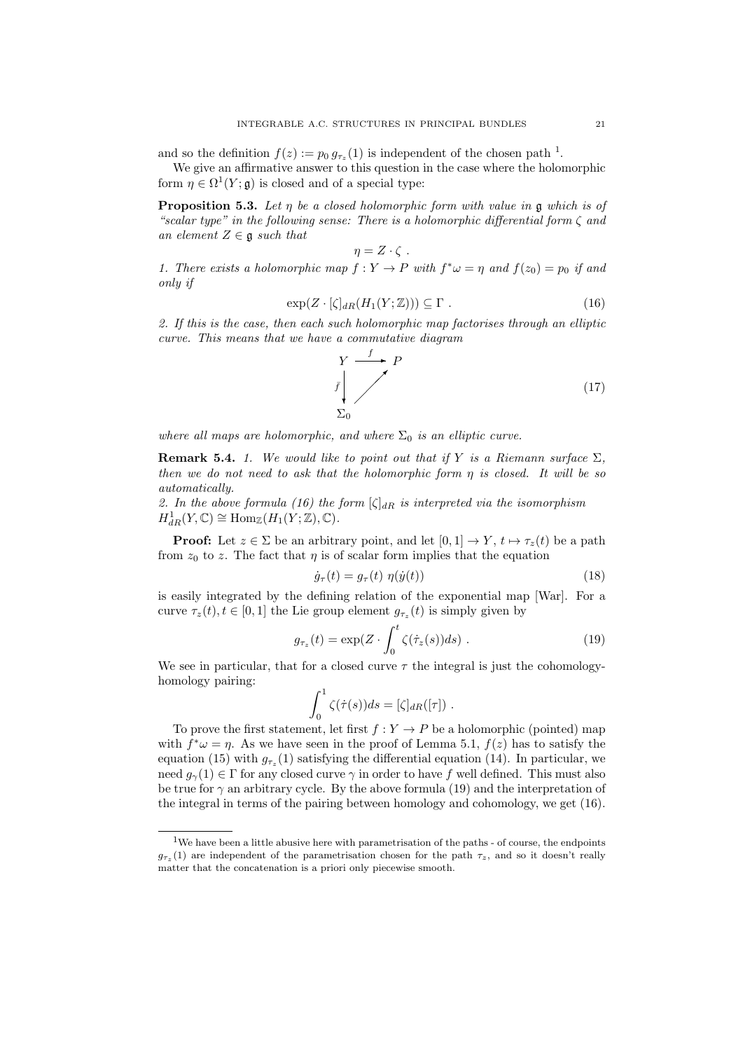and so the definition $f(z) := p_0\, g_{\tau_z}(1)$ is independent of the chosen path [1].

We give an affirmative answer to this question in the case where the holomorphic form $\eta \in \Omega^1(Y;\mathfrak{g})$ is closed and of a special type:

**Proposition 5.3.** *Let $\eta$ be a closed holomorphic form with value in $\mathfrak{g}$ which is of "scalar type" in the following sense: There is a holomorphic differential form $\zeta$ and an element $Z \in \mathfrak{g}$ such that*

$$\eta = Z \cdot \zeta \ .$$

*1. There exists a holomorphic map $f : Y \to P$ with $f^*\omega = \eta$ and $f(z_0) = p_0$ if and only if*

$$\exp(Z \cdot [\zeta]_{dR}(H_1(Y;\mathbb{Z}))) \subseteq \Gamma \ . \tag{16}$$

*2. If this is the case, then each such holomorphic map factorises through an elliptic curve. This means that we have a commutative diagram*

$$\begin{array}{ccc} Y & \xrightarrow{\ f\ } & P \\ {\scriptstyle \bar{f}}\big\downarrow & \nearrow & \\ \Sigma_0 & & \end{array} \tag{17}$$

*where all maps are holomorphic, and where $\Sigma_0$ is an elliptic curve.*

**Remark 5.4.** *1. We would like to point out that if $Y$ is a Riemann surface $\Sigma$, then we do not need to ask that the holomorphic form $\eta$ is closed. It will be so automatically.*
*2. In the above formula (16) the form $[\zeta]_{dR}$ is interpreted via the isomorphism $H^1_{dR}(Y,\mathbb{C}) \cong \mathrm{Hom}_{\mathbb{Z}}(H_1(Y;\mathbb{Z}),\mathbb{C})$.*

**Proof:** Let $z \in \Sigma$ be an arbitrary point, and let $[0,1] \to Y$, $t \mapsto \tau_z(t)$ be a path from $z_0$ to $z$. The fact that $\eta$ is of scalar form implies that the equation

$$\dot{g}_\tau(t) = g_\tau(t)\ \eta(\dot{y}(t)) \tag{18}$$

is easily integrated by the defining relation of the exponential map [War]. For a curve $\tau_z(t), t \in [0,1]$ the Lie group element $g_{\tau_z}(t)$ is simply given by

$$g_{\tau_z}(t) = \exp(Z \cdot \int_0^t \zeta(\dot{\tau}_z(s))ds) \ . \tag{19}$$

We see in particular, that for a closed curve $\tau$ the integral is just the cohomology-homology pairing:

$$\int_0^1 \zeta(\dot{\tau}(s))ds = [\zeta]_{dR}([\tau]) \ .$$

To prove the first statement, let first $f : Y \to P$ be a holomorphic (pointed) map with $f^*\omega = \eta$. As we have seen in the proof of Lemma 5.1, $f(z)$ has to satisfy the equation (15) with $g_{\tau_z}(1)$ satisfying the differential equation (14). In particular, we need $g_\gamma(1) \in \Gamma$ for any closed curve $\gamma$ in order to have $f$ well defined. This must also be true for $\gamma$ an arbitrary cycle. By the above formula (19) and the interpretation of the integral in terms of the pairing between homology and cohomology, we get (16).

[1] We have been a little abusive here with parametrisation of the paths - of course, the endpoints $g_{\tau_z}(1)$ are independent of the parametrisation chosen for the path $\tau_z$, and so it doesn't really matter that the concatenation is a priori only piecewise smooth.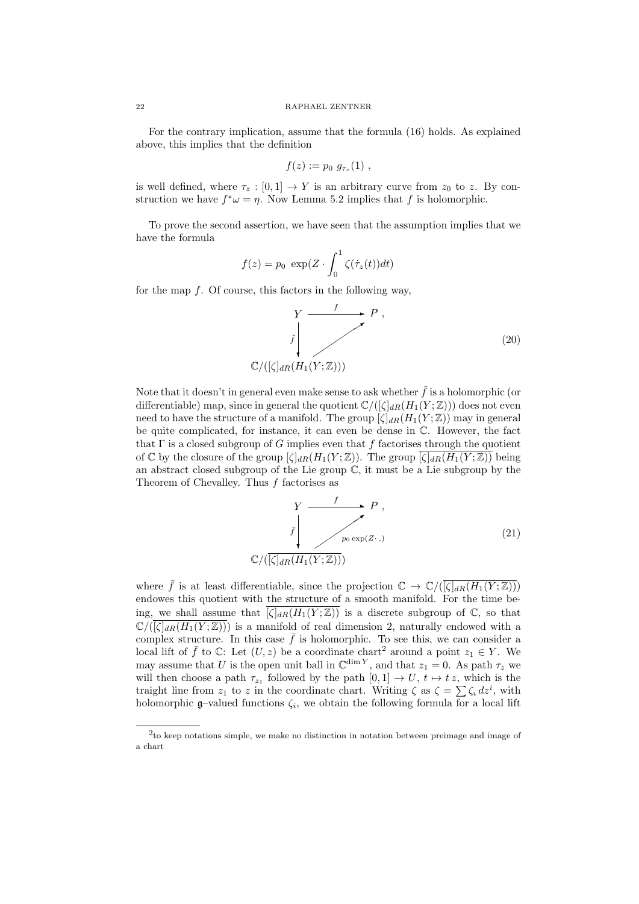For the contrary implication, assume that the formula (16) holds. As explained above, this implies that the definition

$$f(z) := p_0 \ g_{\tau_z}(1) \ ,$$

is well defined, where $\tau_z : [0,1] \to Y$ is an arbitrary curve from $z_0$ to $z$. By construction we have $f^*\omega = \eta$. Now Lemma 5.2 implies that $f$ is holomorphic.

To prove the second assertion, we have seen that the assumption implies that we have the formula

$$f(z) = p_0 \ \exp(Z \cdot \int_0^1 \zeta(\dot{\tau}_z(t))dt)$$

for the map $f$. Of course, this factors in the following way,

$$\begin{array}{ccc} Y & \xrightarrow{\quad f \quad} & P \ , \\ {\scriptstyle \tilde{f}} \big\downarrow & \nearrow & \\ \mathbb{C}/([\zeta]_{dR}(H_1(Y;\mathbb{Z}))) & & \end{array} \tag{20}$$

Note that it doesn't in general even make sense to ask whether $\tilde{f}$ is a holomorphic (or differentiable) map, since in general the quotient $\mathbb{C}/([\zeta]_{dR}(H_1(Y;\mathbb{Z})))$ does not even need to have the structure of a manifold. The group $[\zeta]_{dR}(H_1(Y;\mathbb{Z}))$ may in general be quite complicated, for instance, it can even be dense in $\mathbb{C}$. However, the fact that $\Gamma$ is a closed subgroup of $G$ implies even that $f$ factorises through the quotient of $\mathbb{C}$ by the closure of the group $[\zeta]_{dR}(H_1(Y;\mathbb{Z}))$. The group $\overline{[\zeta]_{dR}(H_1(Y;\mathbb{Z}))}$ being an abstract closed subgroup of the Lie group $\mathbb{C}$, it must be a Lie subgroup by the Theorem of Chevalley. Thus $f$ factorises as

$$\begin{array}{ccc} Y & \xrightarrow{\quad f \quad} & P \ , \\ {\scriptstyle \bar{f}} \big\downarrow & \nearrow {\scriptstyle p_0 \exp(Z \cdot \_)} & \\ \mathbb{C}/(\overline{[\zeta]_{dR}(H_1(Y;\mathbb{Z}))}) & & \end{array} \tag{21}$$

where $\bar{f}$ is at least differentiable, since the projection $\mathbb{C} \to \mathbb{C}/(\overline{[\zeta]_{dR}(H_1(Y;\mathbb{Z}))})$ endowes this quotient with the structure of a smooth manifold. For the time being, we shall assume that $\overline{[\zeta]_{dR}(H_1(Y;\mathbb{Z}))}$ is a discrete subgroup of $\mathbb{C}$, so that $\mathbb{C}/(\overline{[\zeta]_{dR}(H_1(Y;\mathbb{Z}))})$ is a manifold of real dimension 2, naturally endowed with a complex structure. In this case $\bar{f}$ is holomorphic. To see this, we can consider a local lift of $\bar{f}$ to $\mathbb{C}$: Let $(U, z)$ be a coordinate chart[2] around a point $z_1 \in Y$. We may assume that $U$ is the open unit ball in $\mathbb{C}^{\dim Y}$, and that $z_1 = 0$. As path $\tau_z$ we will then choose a path $\tau_{z_1}$ followed by the path $[0,1] \to U$, $t \mapsto t\,z$, which is the traight line from $z_1$ to $z$ in the coordinate chart. Writing $\zeta$ as $\zeta = \sum \zeta_i \, dz^i$, with holomorphic $\mathfrak{g}$–valued functions $\zeta_i$, we obtain the following formula for a local lift

[2] to keep notations simple, we make no distinction in notation between preimage and image of a chart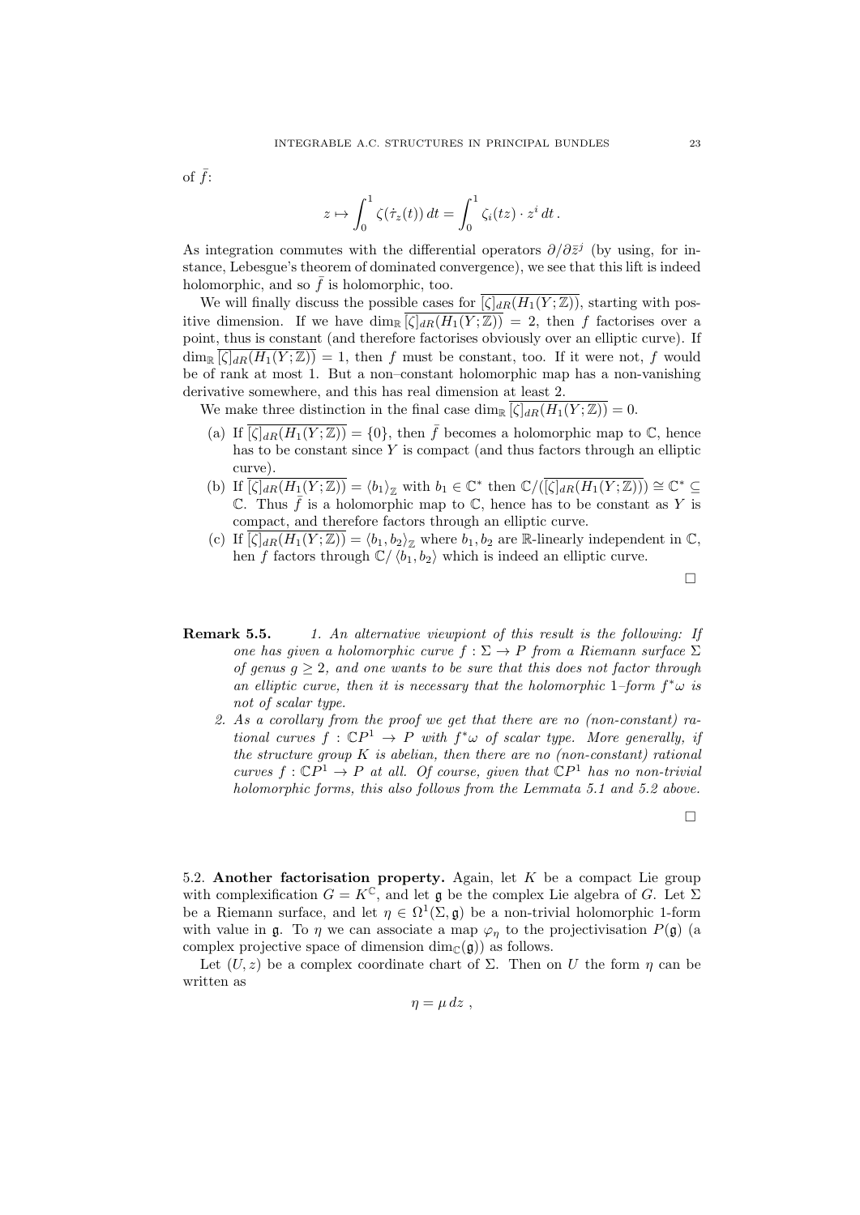of $\bar{f}$:

$$z \mapsto \int_0^1 \zeta(\dot{\tau}_z(t))\, dt = \int_0^1 \zeta_i(tz) \cdot z^i\, dt\,.$$

As integration commutes with the differential operators $\partial/\partial \bar{z}^j$ (by using, for instance, Lebesgue's theorem of dominated convergence), we see that this lift is indeed holomorphic, and so $\bar{f}$ is holomorphic, too.

We will finally discuss the possible cases for $\overline{[\zeta]_{dR}(H_1(Y;\mathbb{Z}))}$, starting with positive dimension. If we have $\dim_{\mathbb{R}} \overline{[\zeta]_{dR}(H_1(Y;\mathbb{Z}))} = 2$, then $f$ factorises over a point, thus is constant (and therefore factorises obviously over an elliptic curve). If $\dim_{\mathbb{R}} \overline{[\zeta]_{dR}(H_1(Y;\mathbb{Z}))} = 1$, then $f$ must be constant, too. If it were not, $f$ would be of rank at most 1. But a non–constant holomorphic map has a non-vanishing derivative somewhere, and this has real dimension at least 2.

We make three distinction in the final case $\dim_{\mathbb{R}} \overline{[\zeta]_{dR}(H_1(Y;\mathbb{Z}))} = 0$.

(a) If $\overline{[\zeta]_{dR}(H_1(Y;\mathbb{Z}))} = \{0\}$, then $\bar{f}$ becomes a holomorphic map to $\mathbb{C}$, hence has to be constant since $Y$ is compact (and thus factors through an elliptic curve).

(b) If $\overline{[\zeta]_{dR}(H_1(Y;\mathbb{Z}))} = \langle b_1 \rangle_{\mathbb{Z}}$ with $b_1 \in \mathbb{C}^*$ then $\mathbb{C}/(\overline{[\zeta]_{dR}(H_1(Y;\mathbb{Z}))}) \cong \mathbb{C}^* \subseteq \mathbb{C}$. Thus $\bar{f}$ is a holomorphic map to $\mathbb{C}$, hence has to be constant as $Y$ is compact, and therefore factors through an elliptic curve.

(c) If $\overline{[\zeta]_{dR}(H_1(Y;\mathbb{Z}))} = \langle b_1, b_2 \rangle_{\mathbb{Z}}$ where $b_1, b_2$ are $\mathbb{R}$-linearly independent in $\mathbb{C}$, hen $f$ factors through $\mathbb{C}/\langle b_1, b_2\rangle$ which is indeed an elliptic curve.

□

**Remark 5.5.** *1. An alternative viewpiont of this result is the following: If one has given a holomorphic curve $f : \Sigma \to P$ from a Riemann surface $\Sigma$ of genus $g \geq 2$, and one wants to be sure that this does not factor through an elliptic curve, then it is necessary that the holomorphic 1–form $f^*\omega$ is not of scalar type.*

*2. As a corollary from the proof we get that there are no (non-constant) rational curves $f : \mathbb{C}P^1 \to P$ with $f^*\omega$ of scalar type. More generally, if the structure group $K$ is abelian, then there are no (non-constant) rational curves $f : \mathbb{C}P^1 \to P$ at all. Of course, given that $\mathbb{C}P^1$ has no non-trivial holomorphic forms, this also follows from the Lemmata 5.1 and 5.2 above.*

□

5.2. **Another factorisation property.** Again, let $K$ be a compact Lie group with complexification $G = K^{\mathbb{C}}$, and let $\mathfrak{g}$ be the complex Lie algebra of $G$. Let $\Sigma$ be a Riemann surface, and let $\eta \in \Omega^1(\Sigma, \mathfrak{g})$ be a non-trivial holomorphic 1-form with value in $\mathfrak{g}$. To $\eta$ we can associate a map $\varphi_\eta$ to the projectivisation $P(\mathfrak{g})$ (a complex projective space of dimension $\dim_{\mathbb{C}}(\mathfrak{g})$) as follows.

Let $(U, z)$ be a complex coordinate chart of $\Sigma$. Then on $U$ the form $\eta$ can be written as

$$\eta = \mu\, dz\ ,$$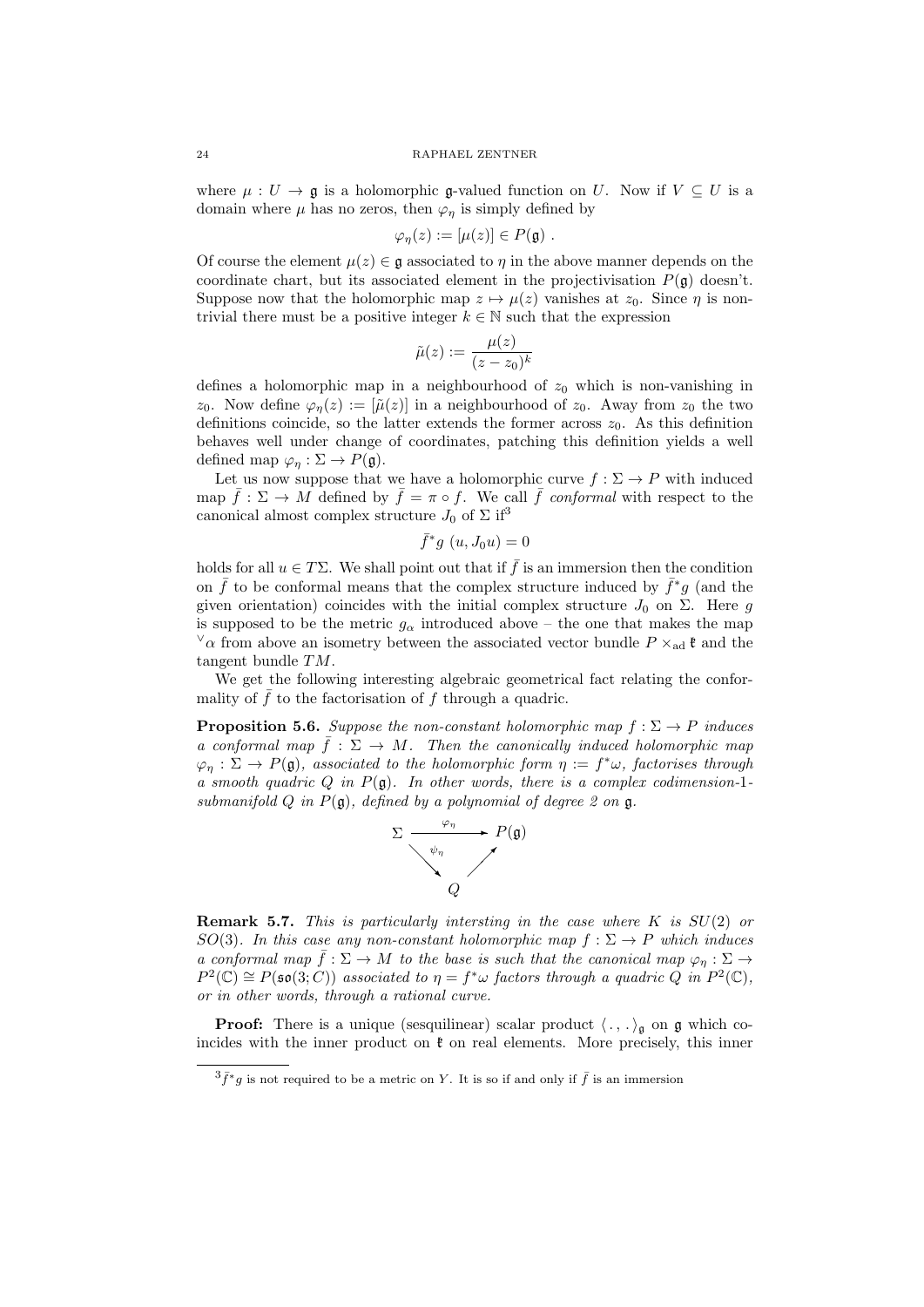where $\mu : U \to \mathfrak{g}$ is a holomorphic $\mathfrak{g}$-valued function on $U$. Now if $V \subseteq U$ is a domain where $\mu$ has no zeros, then $\varphi_\eta$ is simply defined by

$$\varphi_\eta(z) := [\mu(z)] \in P(\mathfrak{g}) \ .$$

Of course the element $\mu(z) \in \mathfrak{g}$ associated to $\eta$ in the above manner depends on the coordinate chart, but its associated element in the projectivisation $P(\mathfrak{g})$ doesn't. Suppose now that the holomorphic map $z \mapsto \mu(z)$ vanishes at $z_0$. Since $\eta$ is non-trivial there must be a positive integer $k \in \mathbb{N}$ such that the expression

$$\tilde{\mu}(z) := \frac{\mu(z)}{(z - z_0)^k}$$

defines a holomorphic map in a neighbourhood of $z_0$ which is non-vanishing in $z_0$. Now define $\varphi_\eta(z) := [\tilde{\mu}(z)]$ in a neighbourhood of $z_0$. Away from $z_0$ the two definitions coincide, so the latter extends the former across $z_0$. As this definition behaves well under change of coordinates, patching this definition yields a well defined map $\varphi_\eta : \Sigma \to P(\mathfrak{g})$.

Let us now suppose that we have a holomorphic curve $f : \Sigma \to P$ with induced map $\bar{f} : \Sigma \to M$ defined by $\bar{f} = \pi \circ f$. We call $\bar{f}$ *conformal* with respect to the canonical almost complex structure $J_0$ of $\Sigma$ if[3]

$$\bar{f}^* g \ (u, J_0 u) = 0$$

holds for all $u \in T\Sigma$. We shall point out that if $\bar{f}$ is an immersion then the condition on $\bar{f}$ to be conformal means that the complex structure induced by $\bar{f}^* g$ (and the given orientation) coincides with the initial complex structure $J_0$ on $\Sigma$. Here $g$ is supposed to be the metric $g_\alpha$ introduced above – the one that makes the map ${}^\vee\alpha$ from above an isometry between the associated vector bundle $P \times_{\text{ad}} \mathfrak{k}$ and the tangent bundle $TM$.

We get the following interesting algebraic geometrical fact relating the conformality of $\bar{f}$ to the factorisation of $f$ through a quadric.

**Proposition 5.6.** *Suppose the non-constant holomorphic map $f : \Sigma \to P$ induces a conformal map $\bar{f} : \Sigma \to M$. Then the canonically induced holomorphic map $\varphi_\eta : \Sigma \to P(\mathfrak{g})$, associated to the holomorphic form $\eta := f^*\omega$, factorises through a smooth quadric $Q$ in $P(\mathfrak{g})$. In other words, there is a complex codimension-1-submanifold $Q$ in $P(\mathfrak{g})$, defined by a polynomial of degree 2 on $\mathfrak{g}$.*

$$\begin{array}{ccc} \Sigma & \xrightarrow{\varphi_\eta} & P(\mathfrak{g}) \\ & {\scriptstyle\psi_\eta} \searrow \quad \nearrow & \\ & Q & \end{array}$$

**Remark 5.7.** *This is particularly intersting in the case where $K$ is $SU(2)$ or $SO(3)$. In this case any non-constant holomorphic map $f : \Sigma \to P$ which induces a conformal map $\bar{f} : \Sigma \to M$ to the base is such that the canonical map $\varphi_\eta : \Sigma \to P^2(\mathbb{C}) \cong P(\mathfrak{so}(3; C))$ associated to $\eta = f^*\omega$ factors through a quadric $Q$ in $P^2(\mathbb{C})$, or in other words, through a rational curve.*

**Proof:** There is a unique (sesquilinear) scalar product $\langle \, . \, , \, . \, \rangle_{\mathfrak{g}}$ on $\mathfrak{g}$ which coincides with the inner product on $\mathfrak{k}$ on real elements. More precisely, this inner

[3] $\bar{f}^* g$ is not required to be a metric on $Y$. It is so if and only if $\bar{f}$ is an immersion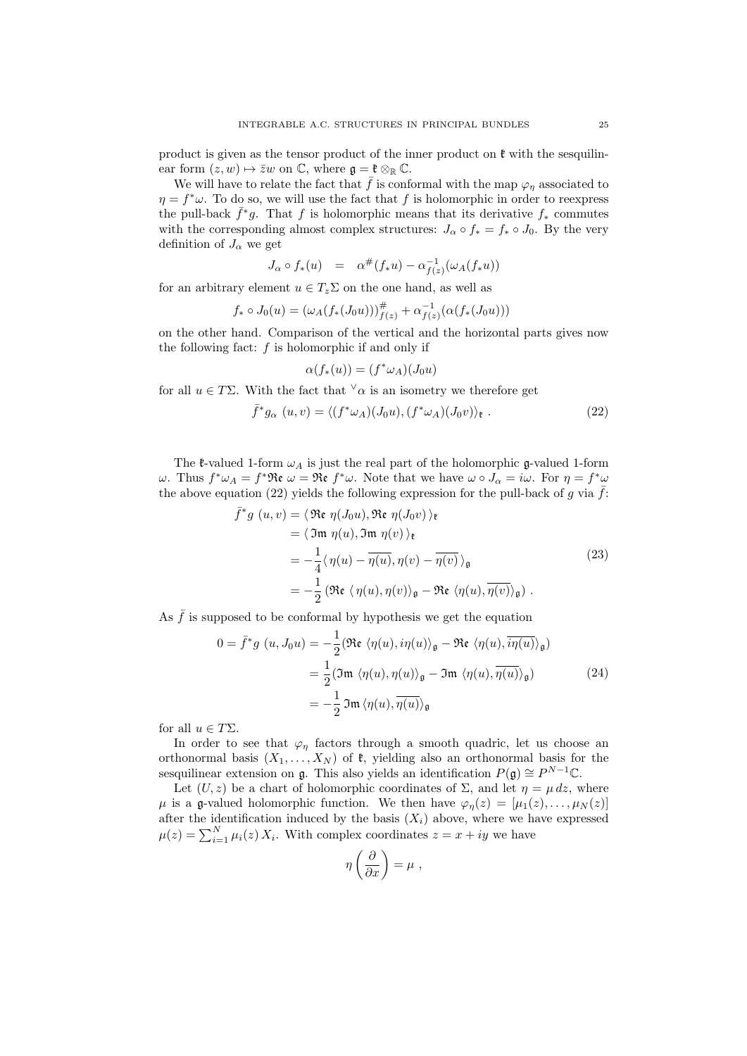product is given as the tensor product of the inner product on $\mathfrak{k}$ with the sesquilinear form $(z, w) \mapsto \bar{z}w$ on $\mathbb{C}$, where $\mathfrak{g} = \mathfrak{k} \otimes_{\mathbb{R}} \mathbb{C}$.

We will have to relate the fact that $\bar{f}$ is conformal with the map $\varphi_\eta$ associated to $\eta = f^*\omega$. To do so, we will use the fact that $f$ is holomorphic in order to reexpress the pull-back $\bar{f}^*g$. That $f$ is holomorphic means that its derivative $f_*$ commutes with the corresponding almost complex structures: $J_\alpha \circ f_* = f_* \circ J_0$. By the very definition of $J_\alpha$ we get

$$J_\alpha \circ f_*(u) \;\;=\;\; \alpha^{\#}(f_*u) - \alpha^{-1}_{f(z)}(\omega_A(f_*u))$$

for an arbitrary element $u \in T_z\Sigma$ on the one hand, as well as

$$f_* \circ J_0(u) = (\omega_A(f_*(J_0u)))^{\#}_{f(z)} + \alpha^{-1}_{f(z)}(\alpha(f_*(J_0u)))$$

on the other hand. Comparison of the vertical and the horizontal parts gives now the following fact: $f$ is holomorphic if and only if

$$\alpha(f_*(u)) = (f^*\omega_A)(J_0u)$$

for all $u \in T\Sigma$. With the fact that ${}^{\vee}\alpha$ is an isometry we therefore get

$$\bar{f}^*g_\alpha\;(u, v) = \langle (f^*\omega_A)(J_0u), (f^*\omega_A)(J_0v)\rangle_{\mathfrak{k}}\;. \tag{22}$$

The $\mathfrak{k}$-valued 1-form $\omega_A$ is just the real part of the holomorphic $\mathfrak{g}$-valued 1-form $\omega$. Thus $f^*\omega_A = f^*\mathfrak{Re}\;\omega = \mathfrak{Re}\;f^*\omega$. Note that we have $\omega \circ J_\alpha = i\omega$. For $\eta = f^*\omega$ the above equation (22) yields the following expression for the pull-back of $g$ via $\bar{f}$:

$$\begin{aligned}
\bar{f}^*g\;(u, v) &= \langle\, \mathfrak{Re}\;\eta(J_0u), \mathfrak{Re}\;\eta(J_0v)\,\rangle_{\mathfrak{k}} \\
&= \langle\, \mathfrak{Im}\;\eta(u), \mathfrak{Im}\;\eta(v)\,\rangle_{\mathfrak{k}} \\
&= -\frac{1}{4}\langle\, \eta(u) - \overline{\eta(u)}, \eta(v) - \overline{\eta(v)}\,\rangle_{\mathfrak{g}} \\
&= -\frac{1}{2}\left(\mathfrak{Re}\;\langle\, \eta(u), \eta(v)\rangle_{\mathfrak{g}} - \mathfrak{Re}\;\langle \eta(u), \overline{\eta(v)}\rangle_{\mathfrak{g}}\right)\,.
\end{aligned} \tag{23}$$

As $\bar{f}$ is supposed to be conformal by hypothesis we get the equation

$$\begin{aligned}
0 = \bar{f}^*g\;(u, J_0u) &= -\frac{1}{2}(\mathfrak{Re}\;\langle \eta(u), i\eta(u)\rangle_{\mathfrak{g}} - \mathfrak{Re}\;\langle \eta(u), \overline{i\eta(u)}\rangle_{\mathfrak{g}}) \\
&= \frac{1}{2}(\mathfrak{Im}\;\langle \eta(u), \eta(u)\rangle_{\mathfrak{g}} - \mathfrak{Im}\;\langle \eta(u), \overline{\eta(u)}\rangle_{\mathfrak{g}}) \\
&= -\frac{1}{2}\,\mathfrak{Im}\,\langle \eta(u), \overline{\eta(u)}\rangle_{\mathfrak{g}}
\end{aligned} \tag{24}$$

for all $u \in T\Sigma$.

In order to see that $\varphi_\eta$ factors through a smooth quadric, let us choose an orthonormal basis $(X_1, \ldots, X_N)$ of $\mathfrak{k}$, yielding also an orthonormal basis for the sesquilinear extension on $\mathfrak{g}$. This also yields an identification $P(\mathfrak{g}) \cong P^{N-1}\mathbb{C}$.

Let $(U, z)$ be a chart of holomorphic coordinates of $\Sigma$, and let $\eta = \mu\,dz$, where $\mu$ is a $\mathfrak{g}$-valued holomorphic function. We then have $\varphi_\eta(z) = [\mu_1(z), \ldots, \mu_N(z)]$ after the identification induced by the basis $(X_i)$ above, where we have expressed $\mu(z) = \sum_{i=1}^N \mu_i(z)\,X_i$. With complex coordinates $z = x + iy$ we have

$$\eta\left(\frac{\partial}{\partial x}\right) = \mu\;,$$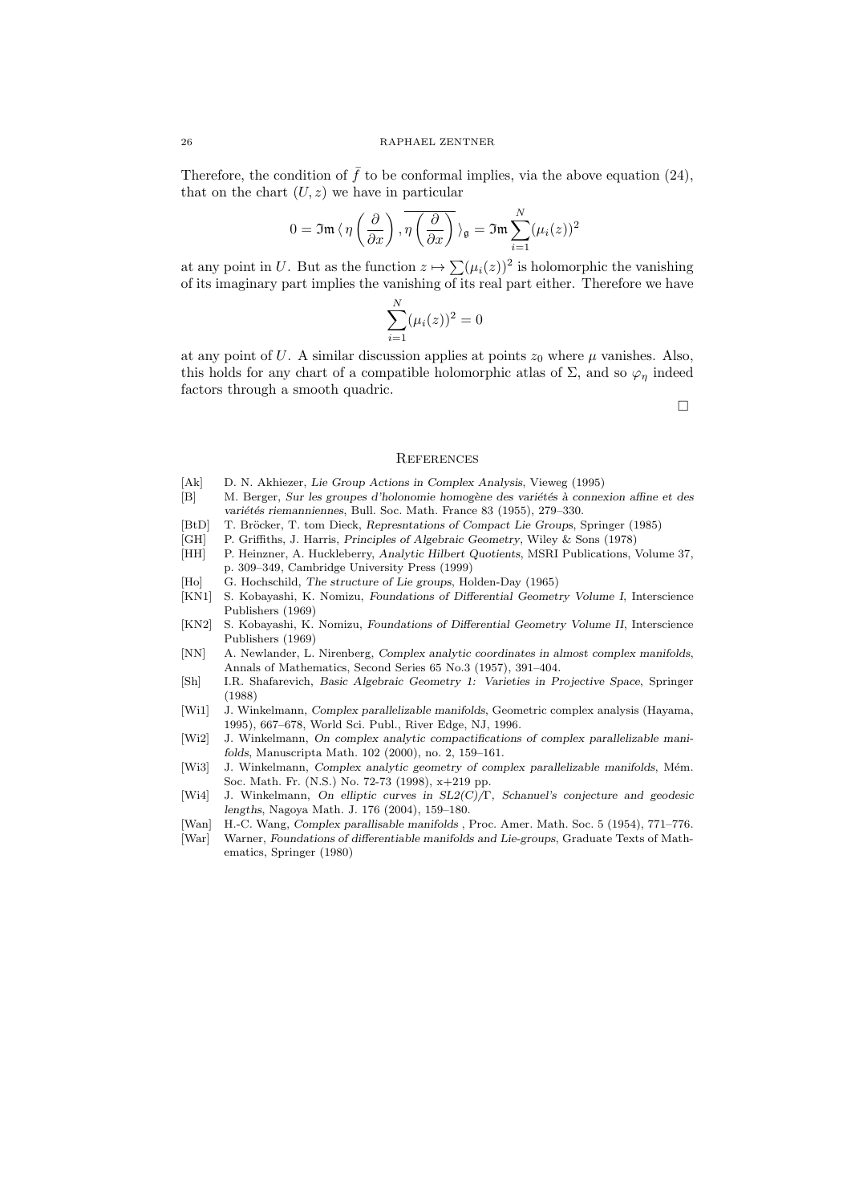Therefore, the condition of $\bar{f}$ to be conformal implies, via the above equation (24), that on the chart $(U, z)$ we have in particular

$$0 = \mathfrak{Im} \, \langle \, \eta \left( \frac{\partial}{\partial x} \right), \overline{\eta \left( \frac{\partial}{\partial x} \right)} \, \rangle_{\mathfrak{g}} = \mathfrak{Im} \sum_{i=1}^{N} (\mu_i(z))^2$$

at any point in $U$. But as the function $z \mapsto \sum (\mu_i(z))^2$ is holomorphic the vanishing of its imaginary part implies the vanishing of its real part either. Therefore we have

$$\sum_{i=1}^{N} (\mu_i(z))^2 = 0$$

at any point of $U$. A similar discussion applies at points $z_0$ where $\mu$ vanishes. Also, this holds for any chart of a compatible holomorphic atlas of $\Sigma$, and so $\varphi_\eta$ indeed factors through a smooth quadric.

□

## References

- [Ak] D. N. Akhiezer, *Lie Group Actions in Complex Analysis*, Vieweg (1995)
- [B] M. Berger, *Sur les groupes d'holonomie homogène des variétés à connexion affine et des variétés riemanniennes*, Bull. Soc. Math. France 83 (1955), 279–330.
- [BtD] T. Bröcker, T. tom Dieck, *Represntations of Compact Lie Groups*, Springer (1985)
- [GH] P. Griffiths, J. Harris, *Principles of Algebraic Geometry*, Wiley & Sons (1978)
- [HH] P. Heinzner, A. Huckleberry, *Analytic Hilbert Quotients*, MSRI Publications, Volume 37, p. 309–349, Cambridge University Press (1999)
- [Ho] G. Hochschild, *The structure of Lie groups*, Holden-Day (1965)
- [KN1] S. Kobayashi, K. Nomizu, *Foundations of Differential Geometry Volume I*, Interscience Publishers (1969)
- [KN2] S. Kobayashi, K. Nomizu, *Foundations of Differential Geometry Volume II*, Interscience Publishers (1969)
- [NN] A. Newlander, L. Nirenberg, *Complex analytic coordinates in almost complex manifolds*, Annals of Mathematics, Second Series 65 No.3 (1957), 391–404.
- [Sh] I.R. Shafarevich, *Basic Algebraic Geometry 1: Varieties in Projective Space*, Springer (1988)
- [Wi1] J. Winkelmann, *Complex parallelizable manifolds*, Geometric complex analysis (Hayama, 1995), 667–678, World Sci. Publ., River Edge, NJ, 1996.
- [Wi2] J. Winkelmann, *On complex analytic compactifications of complex parallelizable manifolds*, Manuscripta Math. 102 (2000), no. 2, 159–161.
- [Wi3] J. Winkelmann, *Complex analytic geometry of complex parallelizable manifolds*, Mém. Soc. Math. Fr. (N.S.) No. 72-73 (1998), x+219 pp.
- [Wi4] J. Winkelmann, *On elliptic curves in SL2(C)/Γ, Schanuel's conjecture and geodesic lengths*, Nagoya Math. J. 176 (2004), 159–180.
- [Wan] H.-C. Wang, *Complex parallisable manifolds* , Proc. Amer. Math. Soc. 5 (1954), 771–776.
- [War] Warner, *Foundations of differentiable manifolds and Lie-groups*, Graduate Texts of Mathematics, Springer (1980)